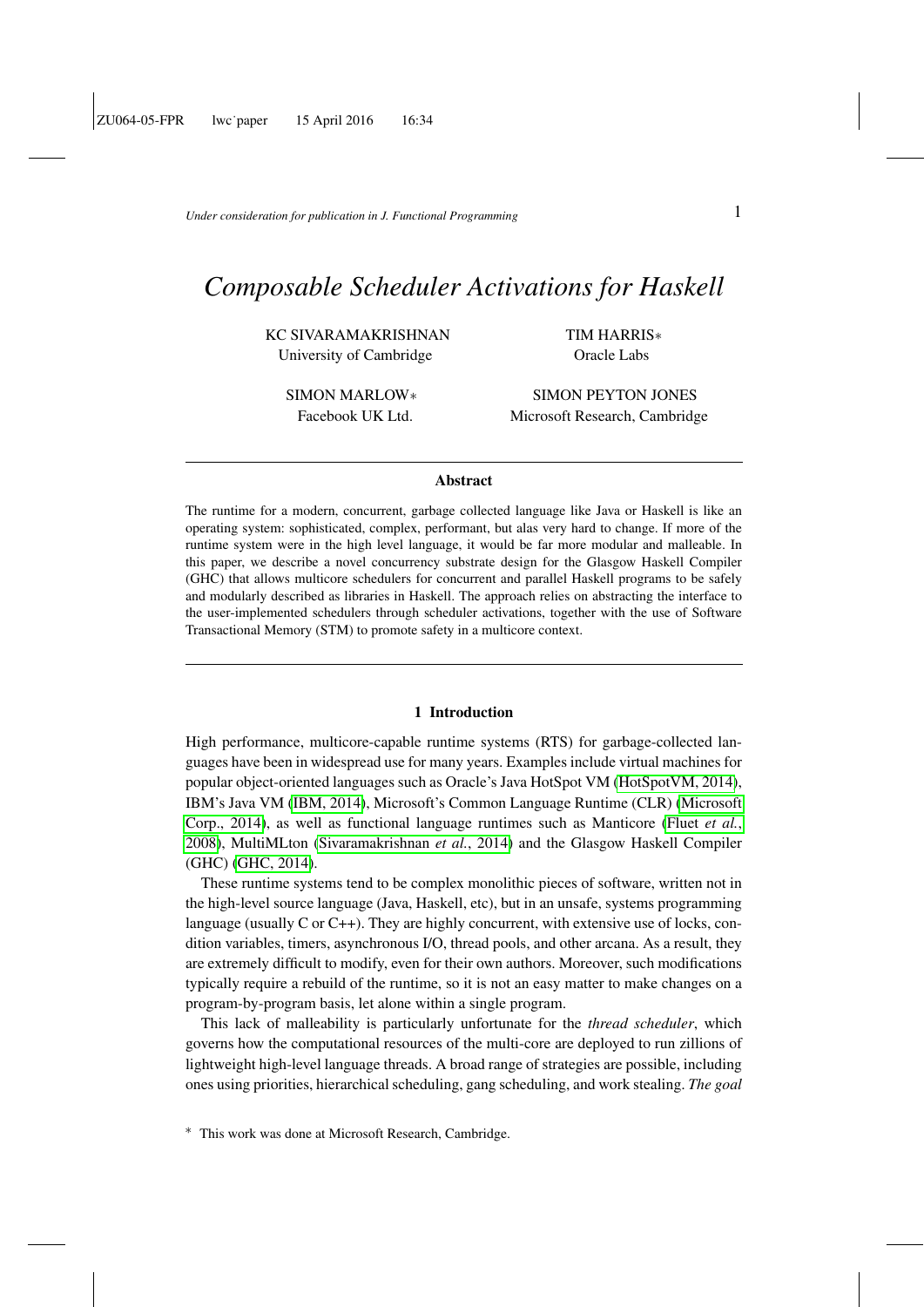# Composable Scheduler Activations for Haskell

KC SIVARAMAKRISHNAN
University of Cambridge

TIM HARRIS*
Oracle Labs

SIMON MARLOW*
Facebook UK Ltd.

SIMON PEYTON JONES
Microsoft Research, Cambridge

## Abstract

The runtime for a modern, concurrent, garbage collected language like Java or Haskell is like an operating system: sophisticated, complex, performant, but alas very hard to change. If more of the runtime system were in the high level language, it would be far more modular and malleable. In this paper, we describe a novel concurrency substrate design for the Glasgow Haskell Compiler (GHC) that allows multicore schedulers for concurrent and parallel Haskell programs to be safely and modularly described as libraries in Haskell. The approach relies on abstracting the interface to the user-implemented schedulers through scheduler activations, together with the use of Software Transactional Memory (STM) to promote safety in a multicore context.

## 1 Introduction

High performance, multicore-capable runtime systems (RTS) for garbage-collected languages have been in widespread use for many years. Examples include virtual machines for popular object-oriented languages such as Oracle's Java HotSpot VM (HotSpotVM, 2014), IBM's Java VM (IBM, 2014), Microsoft's Common Language Runtime (CLR) (Microsoft Corp., 2014), as well as functional language runtimes such as Manticore (Fluet *et al.*, 2008), MultiMLton (Sivaramakrishnan *et al.*, 2014) and the Glasgow Haskell Compiler (GHC) (GHC, 2014).

These runtime systems tend to be complex monolithic pieces of software, written not in the high-level source language (Java, Haskell, etc), but in an unsafe, systems programming language (usually C or C++). They are highly concurrent, with extensive use of locks, condition variables, timers, asynchronous I/O, thread pools, and other arcana. As a result, they are extremely difficult to modify, even for their own authors. Moreover, such modifications typically require a rebuild of the runtime, so it is not an easy matter to make changes on a program-by-program basis, let alone within a single program.

This lack of malleability is particularly unfortunate for the *thread scheduler*, which governs how the computational resources of the multi-core are deployed to run zillions of lightweight high-level language threads. A broad range of strategies are possible, including ones using priorities, hierarchical scheduling, gang scheduling, and work stealing. *The goal*

* This work was done at Microsoft Research, Cambridge.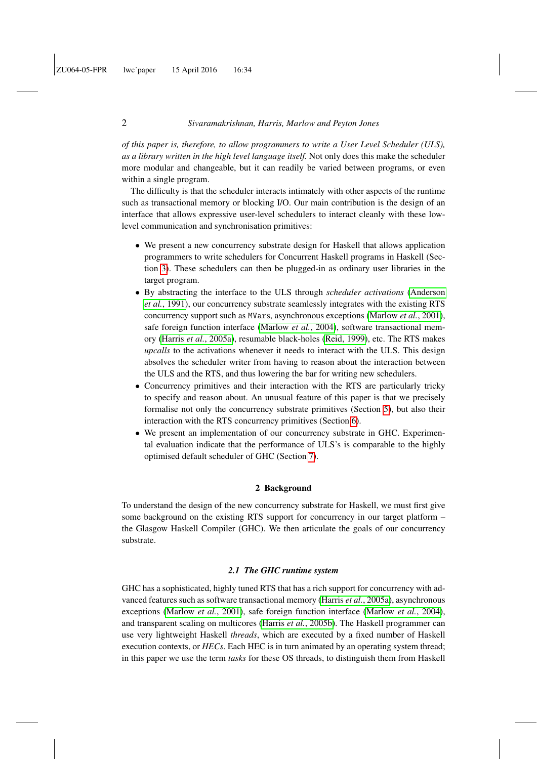*of this paper is, therefore, to allow programmers to write a User Level Scheduler (ULS), as a library written in the high level language itself.* Not only does this make the scheduler more modular and changeable, but it can readily be varied between programs, or even within a single program.

The difficulty is that the scheduler interacts intimately with other aspects of the runtime such as transactional memory or blocking I/O. Our main contribution is the design of an interface that allows expressive user-level schedulers to interact cleanly with these low-level communication and synchronisation primitives:

- We present a new concurrency substrate design for Haskell that allows application programmers to write schedulers for Concurrent Haskell programs in Haskell (Section 3). These schedulers can then be plugged-in as ordinary user libraries in the target program.
- By abstracting the interface to the ULS through *scheduler activations* (Anderson *et al.*, 1991), our concurrency substrate seamlessly integrates with the existing RTS concurrency support such as `MVar`s, asynchronous exceptions (Marlow *et al.*, 2001), safe foreign function interface (Marlow *et al.*, 2004), software transactional memory (Harris *et al.*, 2005a), resumable black-holes (Reid, 1999), etc. The RTS makes *upcalls* to the activations whenever it needs to interact with the ULS. This design absolves the scheduler writer from having to reason about the interaction between the ULS and the RTS, and thus lowering the bar for writing new schedulers.
- Concurrency primitives and their interaction with the RTS are particularly tricky to specify and reason about. An unusual feature of this paper is that we precisely formalise not only the concurrency substrate primitives (Section 5), but also their interaction with the RTS concurrency primitives (Section 6).
- We present an implementation of our concurrency substrate in GHC. Experimental evaluation indicate that the performance of ULS's is comparable to the highly optimised default scheduler of GHC (Section 7).

## 2 Background

To understand the design of the new concurrency substrate for Haskell, we must first give some background on the existing RTS support for concurrency in our target platform – the Glasgow Haskell Compiler (GHC). We then articulate the goals of our concurrency substrate.

### *2.1 The GHC runtime system*

GHC has a sophisticated, highly tuned RTS that has a rich support for concurrency with advanced features such as software transactional memory (Harris *et al.*, 2005a), asynchronous exceptions (Marlow *et al.*, 2001), safe foreign function interface (Marlow *et al.*, 2004), and transparent scaling on multicores (Harris *et al.*, 2005b). The Haskell programmer can use very lightweight Haskell *threads*, which are executed by a fixed number of Haskell execution contexts, or *HECs*. Each HEC is in turn animated by an operating system thread; in this paper we use the term *tasks* for these OS threads, to distinguish them from Haskell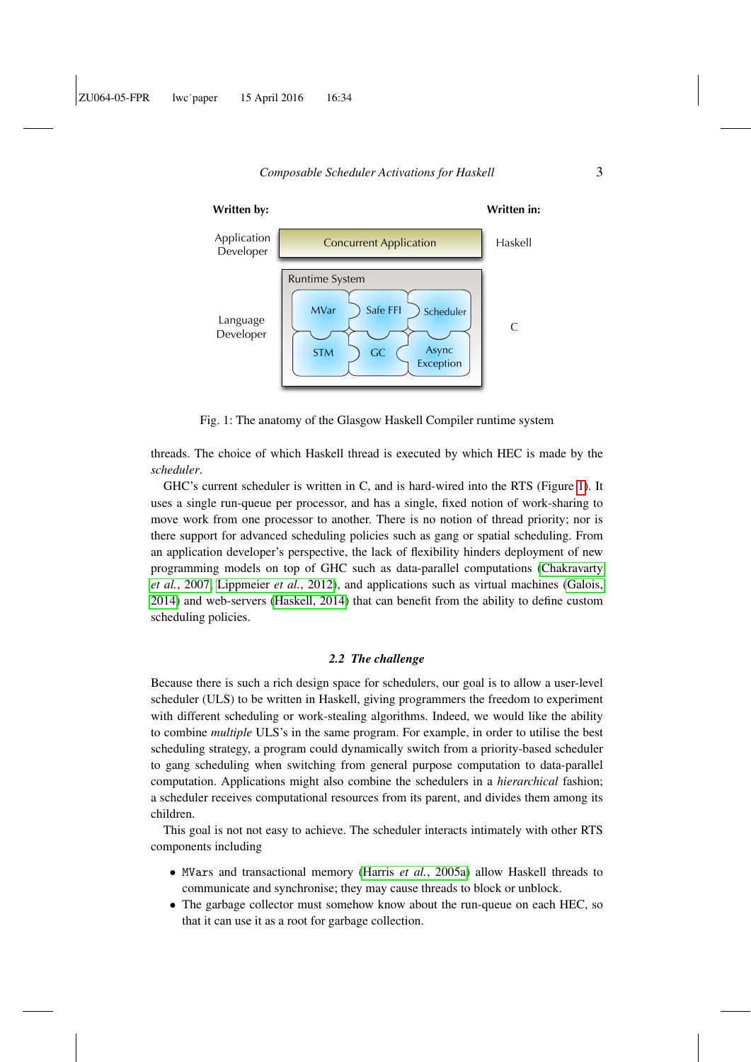Written by:

Written in:

Application Developer

Concurrent Application

Haskell

Runtime System

MVar

Safe FFI

Scheduler

Language Developer

C

STM

GC

Async Exception

Fig. 1: The anatomy of the Glasgow Haskell Compiler runtime system

threads. The choice of which Haskell thread is executed by which HEC is made by the *scheduler*.

GHC's current scheduler is written in C, and is hard-wired into the RTS (Figure 1). It uses a single run-queue per processor, and has a single, fixed notion of work-sharing to move work from one processor to another. There is no notion of thread priority; nor is there support for advanced scheduling policies such as gang or spatial scheduling. From an application developer's perspective, the lack of flexibility hinders deployment of new programming models on top of GHC such as data-parallel computations (Chakravarty *et al.*, 2007; Lippmeier *et al.*, 2012), and applications such as virtual machines (Galois, 2014) and web-servers (Haskell, 2014) that can benefit from the ability to define custom scheduling policies.

### *2.2 The challenge*

Because there is such a rich design space for schedulers, our goal is to allow a user-level scheduler (ULS) to be written in Haskell, giving programmers the freedom to experiment with different scheduling or work-stealing algorithms. Indeed, we would like the ability to combine *multiple* ULS's in the same program. For example, in order to utilise the best scheduling strategy, a program could dynamically switch from a priority-based scheduler to gang scheduling when switching from general purpose computation to data-parallel computation. Applications might also combine the schedulers in a *hierarchical* fashion; a scheduler receives computational resources from its parent, and divides them among its children.

This goal is not not easy to achieve. The scheduler interacts intimately with other RTS components including

- `MVars` and transactional memory (Harris *et al.*, 2005a) allow Haskell threads to communicate and synchronise; they may cause threads to block or unblock.
- The garbage collector must somehow know about the run-queue on each HEC, so that it can use it as a root for garbage collection.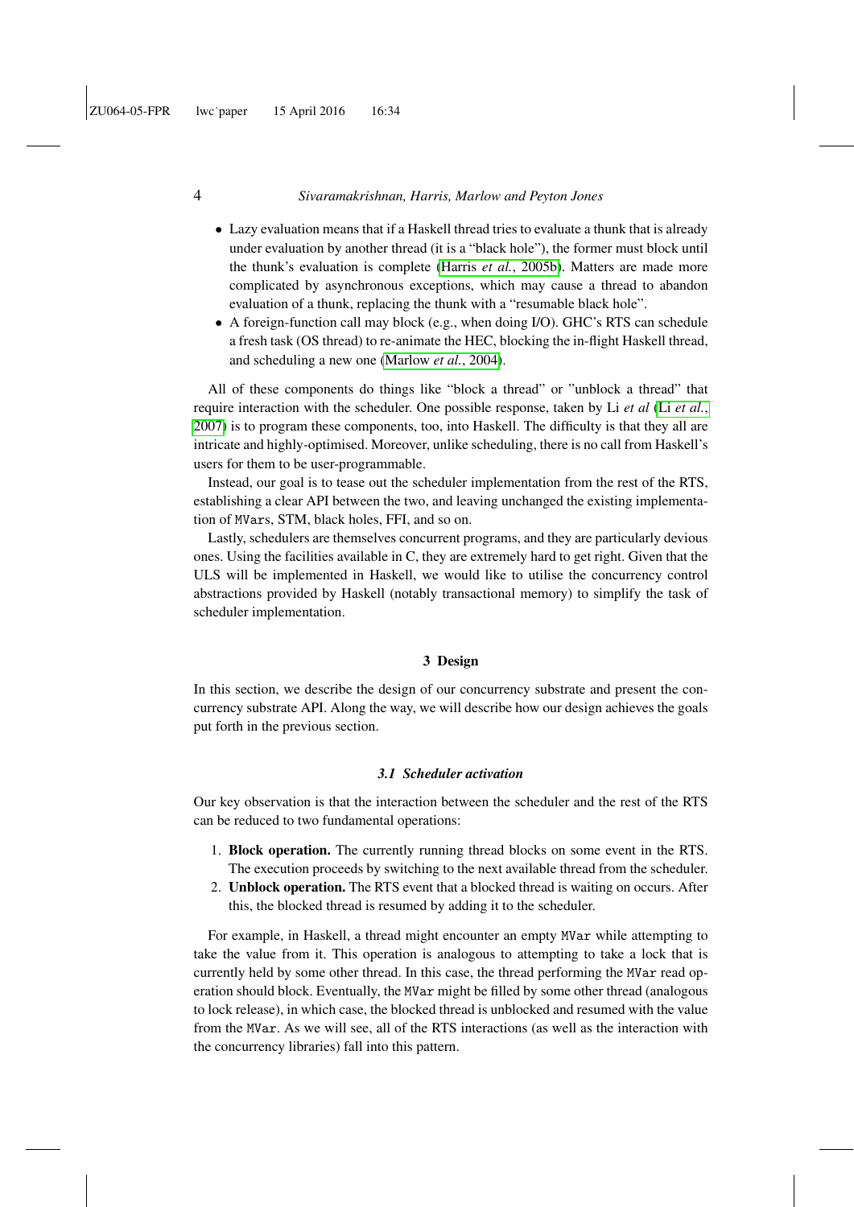- Lazy evaluation means that if a Haskell thread tries to evaluate a thunk that is already under evaluation by another thread (it is a "black hole"), the former must block until the thunk's evaluation is complete (Harris *et al.*, 2005b). Matters are made more complicated by asynchronous exceptions, which may cause a thread to abandon evaluation of a thunk, replacing the thunk with a "resumable black hole".
- A foreign-function call may block (e.g., when doing I/O). GHC's RTS can schedule a fresh task (OS thread) to re-animate the HEC, blocking the in-flight Haskell thread, and scheduling a new one (Marlow *et al.*, 2004).

All of these components do things like "block a thread" or "unblock a thread" that require interaction with the scheduler. One possible response, taken by Li *et al* (Li *et al.*, 2007) is to program these components, too, into Haskell. The difficulty is that they all are intricate and highly-optimised. Moreover, unlike scheduling, there is no call from Haskell's users for them to be user-programmable.

Instead, our goal is to tease out the scheduler implementation from the rest of the RTS, establishing a clear API between the two, and leaving unchanged the existing implementation of `MVar`s, STM, black holes, FFI, and so on.

Lastly, schedulers are themselves concurrent programs, and they are particularly devious ones. Using the facilities available in C, they are extremely hard to get right. Given that the ULS will be implemented in Haskell, we would like to utilise the concurrency control abstractions provided by Haskell (notably transactional memory) to simplify the task of scheduler implementation.

## 3 Design

In this section, we describe the design of our concurrency substrate and present the concurrency substrate API. Along the way, we will describe how our design achieves the goals put forth in the previous section.

### 3.1 Scheduler activation

Our key observation is that the interaction between the scheduler and the rest of the RTS can be reduced to two fundamental operations:

1. **Block operation.** The currently running thread blocks on some event in the RTS. The execution proceeds by switching to the next available thread from the scheduler.
2. **Unblock operation.** The RTS event that a blocked thread is waiting on occurs. After this, the blocked thread is resumed by adding it to the scheduler.

For example, in Haskell, a thread might encounter an empty `MVar` while attempting to take the value from it. This operation is analogous to attempting to take a lock that is currently held by some other thread. In this case, the thread performing the `MVar` read operation should block. Eventually, the `MVar` might be filled by some other thread (analogous to lock release), in which case, the blocked thread is unblocked and resumed with the value from the `MVar`. As we will see, all of the RTS interactions (as well as the interaction with the concurrency libraries) fall into this pattern.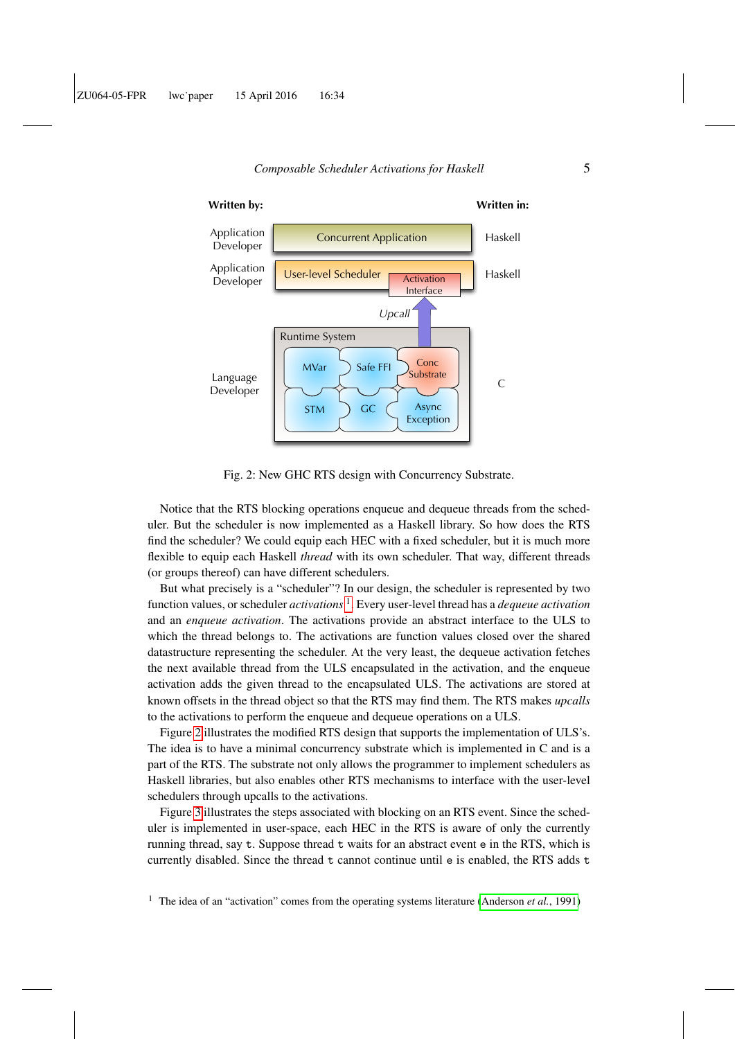Written by:

Written in:

Application Developer — Concurrent Application — Haskell

Application Developer — User-level Scheduler — Activation Interface — Haskell

Upcall

Runtime System

Language Developer — MVar, Safe FFI, Conc Substrate, STM, GC, Async Exception — C

Fig. 2: New GHC RTS design with Concurrency Substrate.

Notice that the RTS blocking operations enqueue and dequeue threads from the scheduler. But the scheduler is now implemented as a Haskell library. So how does the RTS find the scheduler? We could equip each HEC with a fixed scheduler, but it is much more flexible to equip each Haskell *thread* with its own scheduler. That way, different threads (or groups thereof) can have different schedulers.

But what precisely is a "scheduler"? In our design, the scheduler is represented by two function values, or scheduler *activations*[1]. Every user-level thread has a *dequeue activation* and an *enqueue activation*. The activations provide an abstract interface to the ULS to which the thread belongs to. The activations are function values closed over the shared datastructure representing the scheduler. At the very least, the dequeue activation fetches the next available thread from the ULS encapsulated in the activation, and the enqueue activation adds the given thread to the encapsulated ULS. The activations are stored at known offsets in the thread object so that the RTS may find them. The RTS makes *upcalls* to the activations to perform the enqueue and dequeue operations on a ULS.

Figure 2 illustrates the modified RTS design that supports the implementation of ULS's. The idea is to have a minimal concurrency substrate which is implemented in C and is a part of the RTS. The substrate not only allows the programmer to implement schedulers as Haskell libraries, but also enables other RTS mechanisms to interface with the user-level schedulers through upcalls to the activations.

Figure 3 illustrates the steps associated with blocking on an RTS event. Since the scheduler is implemented in user-space, each HEC in the RTS is aware of only the currently running thread, say `t`. Suppose thread `t` waits for an abstract event `e` in the RTS, which is currently disabled. Since the thread `t` cannot continue until `e` is enabled, the RTS adds `t`

[1] The idea of an "activation" comes from the operating systems literature (Anderson *et al.*, 1991)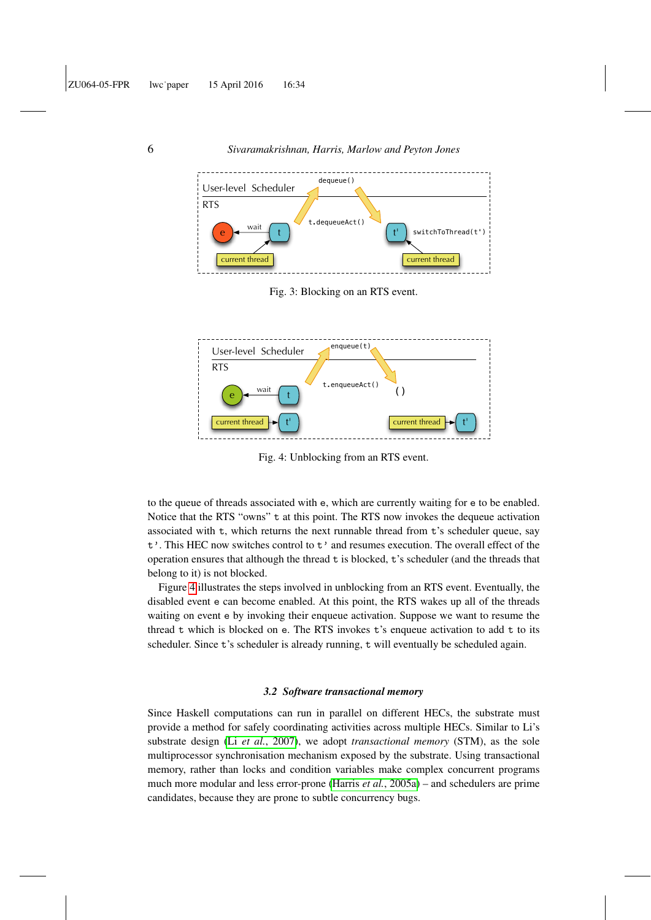User-level Scheduler

dequeue()

RTS

t.dequeueAct()

wait

e

t

t'

switchToThread(t')

current thread

current thread

Fig. 3: Blocking on an RTS event.

User-level Scheduler

enqueue(t)

RTS

t.enqueueAct()

()

wait

e

t

current thread

t'

current thread

t'

Fig. 4: Unblocking from an RTS event.

to the queue of threads associated with e, which are currently waiting for e to be enabled. Notice that the RTS "owns" t at this point. The RTS now invokes the dequeue activation associated with t, which returns the next runnable thread from t's scheduler queue, say t'. This HEC now switches control to t' and resumes execution. The overall effect of the operation ensures that although the thread t is blocked, t's scheduler (and the threads that belong to it) is not blocked.

Figure 4 illustrates the steps involved in unblocking from an RTS event. Eventually, the disabled event e can become enabled. At this point, the RTS wakes up all of the threads waiting on event e by invoking their enqueue activation. Suppose we want to resume the thread t which is blocked on e. The RTS invokes t's enqueue activation to add t to its scheduler. Since t's scheduler is already running, t will eventually be scheduled again.

### 3.2 *Software transactional memory*

Since Haskell computations can run in parallel on different HECs, the substrate must provide a method for safely coordinating activities across multiple HECs. Similar to Li's substrate design (Li *et al.*, 2007), we adopt *transactional memory* (STM), as the sole multiprocessor synchronisation mechanism exposed by the substrate. Using transactional memory, rather than locks and condition variables make complex concurrent programs much more modular and less error-prone (Harris *et al.*, 2005a) – and schedulers are prime candidates, because they are prone to subtle concurrency bugs.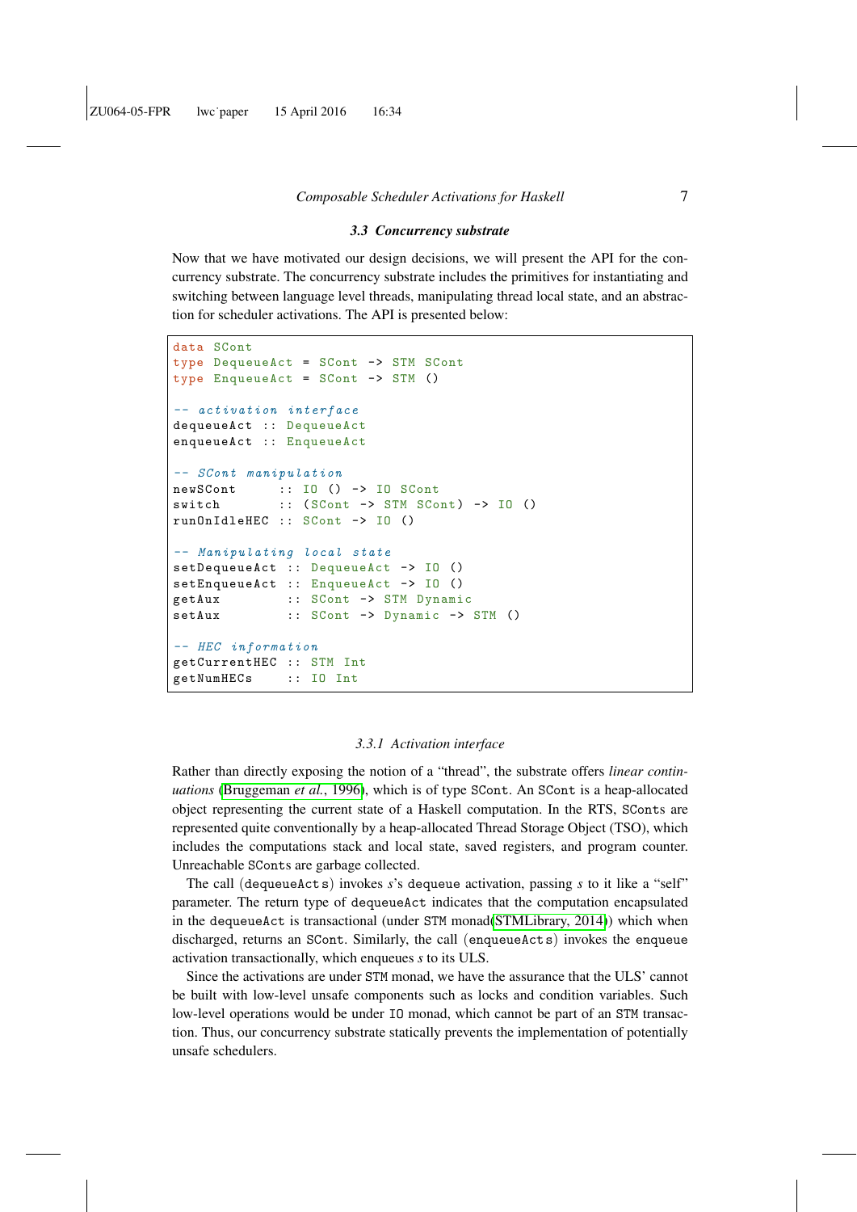### 3.3 Concurrency substrate

Now that we have motivated our design decisions, we will present the API for the concurrency substrate. The concurrency substrate includes the primitives for instantiating and switching between language level threads, manipulating thread local state, and an abstraction for scheduler activations. The API is presented below:

```
data SCont
type DequeueAct = SCont -> STM SCont
type EnqueueAct = SCont -> STM ()

-- activation interface
dequeueAct :: DequeueAct
enqueueAct :: EnqueueAct

-- SCont manipulation
newSCont      :: IO () -> IO SCont
switch        :: (SCont -> STM SCont) -> IO ()
runOnIdleHEC :: SCont -> IO ()

-- Manipulating local state
setDequeueAct :: DequeueAct -> IO ()
setEnqueueAct :: EnqueueAct -> IO ()
getAux         :: SCont -> STM Dynamic
setAux         :: SCont -> Dynamic -> STM ()

-- HEC information
getCurrentHEC :: STM Int
getNumHECs     :: IO Int
```

#### 3.3.1 Activation interface

Rather than directly exposing the notion of a "thread", the substrate offers *linear continuations* (Bruggeman *et al.*, 1996), which is of type `SCont`. An `SCont` is a heap-allocated object representing the current state of a Haskell computation. In the RTS, `SCont`s are represented quite conventionally by a heap-allocated Thread Storage Object (TSO), which includes the computations stack and local state, saved registers, and program counter. Unreachable `SCont`s are garbage collected.

The call (`dequeueAct` *s*) invokes *s*'s `dequeue` activation, passing *s* to it like a "self" parameter. The return type of `dequeueAct` indicates that the computation encapsulated in the `dequeueAct` is transactional (under `STM` monad(STMLibrary, 2014)) which when discharged, returns an `SCont`. Similarly, the call (`enqueueAct` *s*) invokes the `enqueue` activation transactionally, which enqueues *s* to its ULS.

Since the activations are under `STM` monad, we have the assurance that the ULS' cannot be built with low-level unsafe components such as locks and condition variables. Such low-level operations would be under `IO` monad, which cannot be part of an `STM` transaction. Thus, our concurrency substrate statically prevents the implementation of potentially unsafe schedulers.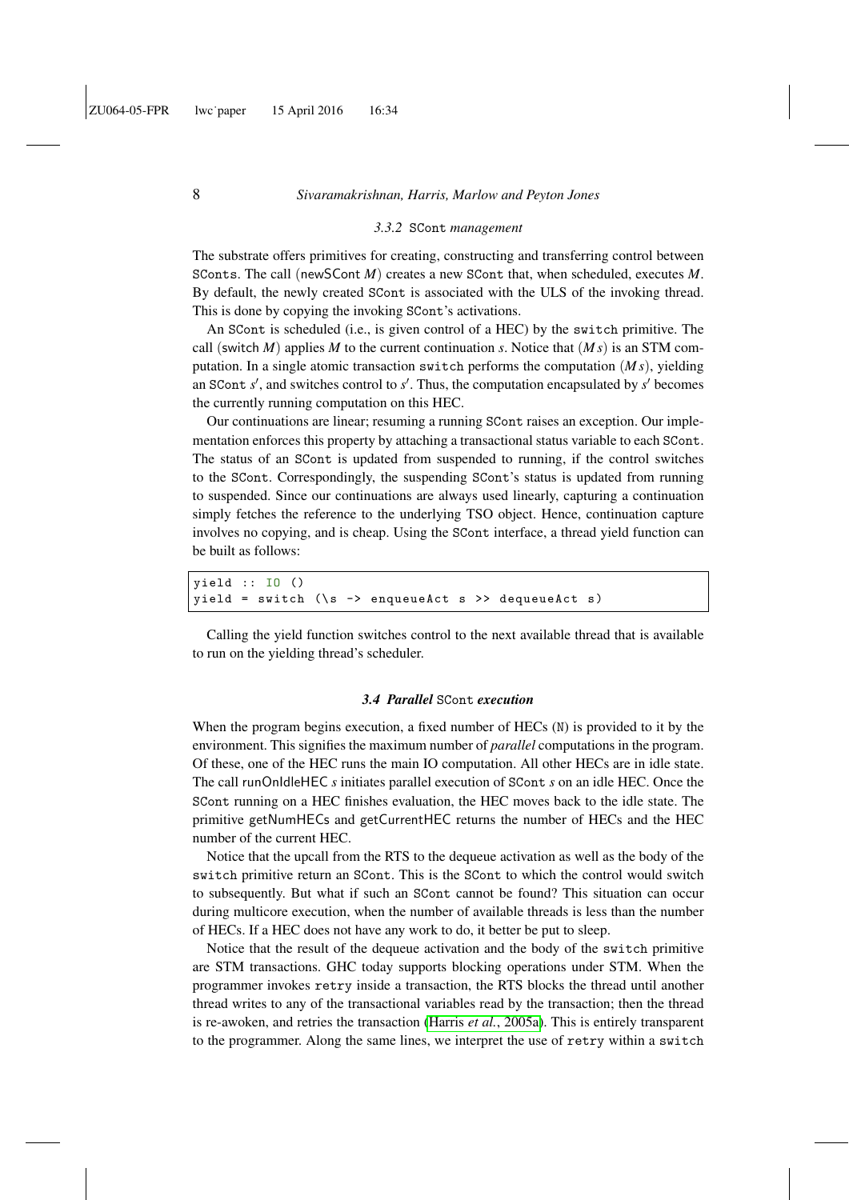#### 3.3.2 SCont *management*

The substrate offers primitives for creating, constructing and transferring control between SConts. The call (newSCont $M$) creates a new SCont that, when scheduled, executes $M$. By default, the newly created SCont is associated with the ULS of the invoking thread. This is done by copying the invoking SCont's activations.

An SCont is scheduled (i.e., is given control of a HEC) by the switch primitive. The call (switch $M$) applies $M$ to the current continuation $s$. Notice that $(M\,s)$ is an STM computation. In a single atomic transaction switch performs the computation $(M\,s)$, yielding an SCont $s'$, and switches control to $s'$. Thus, the computation encapsulated by $s'$ becomes the currently running computation on this HEC.

Our continuations are linear; resuming a running SCont raises an exception. Our implementation enforces this property by attaching a transactional status variable to each SCont. The status of an SCont is updated from suspended to running, if the control switches to the SCont. Correspondingly, the suspending SCont's status is updated from running to suspended. Since our continuations are always used linearly, capturing a continuation simply fetches the reference to the underlying TSO object. Hence, continuation capture involves no copying, and is cheap. Using the SCont interface, a thread yield function can be built as follows:

```
yield :: IO ()
yield = switch (\s -> enqueueAct s >> dequeueAct s)
```

Calling the yield function switches control to the next available thread that is available to run on the yielding thread's scheduler.

### 3.4 *Parallel* SCont *execution*

When the program begins execution, a fixed number of HECs (N) is provided to it by the environment. This signifies the maximum number of *parallel* computations in the program. Of these, one of the HEC runs the main IO computation. All other HECs are in idle state. The call runOnIdleHEC $s$ initiates parallel execution of SCont $s$ on an idle HEC. Once the SCont running on a HEC finishes evaluation, the HEC moves back to the idle state. The primitive getNumHECs and getCurrentHEC returns the number of HECs and the HEC number of the current HEC.

Notice that the upcall from the RTS to the dequeue activation as well as the body of the switch primitive return an SCont. This is the SCont to which the control would switch to subsequently. But what if such an SCont cannot be found? This situation can occur during multicore execution, when the number of available threads is less than the number of HECs. If a HEC does not have any work to do, it better be put to sleep.

Notice that the result of the dequeue activation and the body of the switch primitive are STM transactions. GHC today supports blocking operations under STM. When the programmer invokes retry inside a transaction, the RTS blocks the thread until another thread writes to any of the transactional variables read by the transaction; then the thread is re-awoken, and retries the transaction (Harris *et al.*, 2005a). This is entirely transparent to the programmer. Along the same lines, we interpret the use of retry within a switch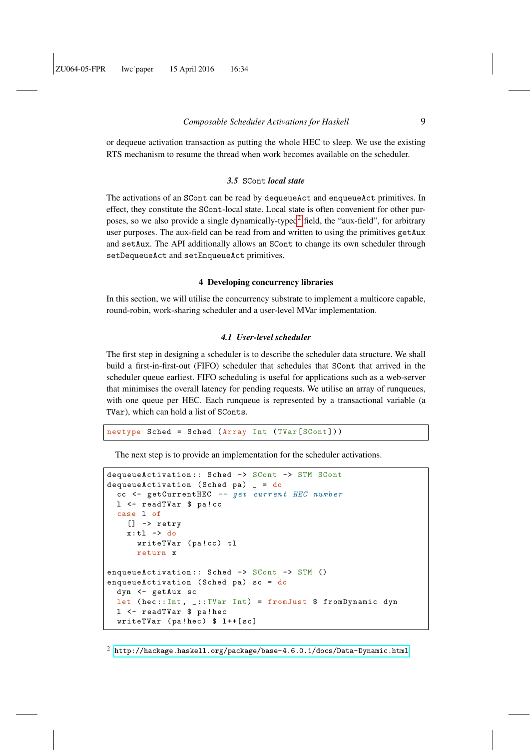or dequeue activation transaction as putting the whole HEC to sleep. We use the existing RTS mechanism to resume the thread when work becomes available on the scheduler.

### 3.5 SCont *local state*

The activations of an SCont can be read by dequeueAct and enqueueAct primitives. In effect, they constitute the SCont-local state. Local state is often convenient for other purposes, so we also provide a single dynamically-typed[2] field, the "aux-field", for arbitrary user purposes. The aux-field can be read from and written to using the primitives getAux and setAux. The API additionally allows an SCont to change its own scheduler through setDequeueAct and setEnqueueAct primitives.

## 4 Developing concurrency libraries

In this section, we will utilise the concurrency substrate to implement a multicore capable, round-robin, work-sharing scheduler and a user-level MVar implementation.

### 4.1 *User-level scheduler*

The first step in designing a scheduler is to describe the scheduler data structure. We shall build a first-in-first-out (FIFO) scheduler that schedules that SCont that arrived in the scheduler queue earliest. FIFO scheduling is useful for applications such as a web-server that minimises the overall latency for pending requests. We utilise an array of runqueues, with one queue per HEC. Each runqueue is represented by a transactional variable (a TVar), which can hold a list of SConts.

```
newtype Sched = Sched (Array Int (TVar[SCont]))
```

The next step is to provide an implementation for the scheduler activations.

```
dequeueActivation:: Sched -> SCont -> STM SCont
dequeueActivation (Sched pa) _ = do
  cc <- getCurrentHEC -- get current HEC number
  l <- readTVar $ pa!cc
  case l of
    [] -> retry
    x:tl -> do
      writeTVar (pa!cc) tl
      return x

enqueueActivation:: Sched -> SCont -> STM ()
enqueueActivation (Sched pa) sc = do
  dyn <- getAux sc
  let (hec::Int, _::TVar Int) = fromJust $ fromDynamic dyn
  l <- readTVar $ pa!hec
  writeTVar (pa!hec) $ l++[sc]
```

[2] http://hackage.haskell.org/package/base-4.6.0.1/docs/Data-Dynamic.html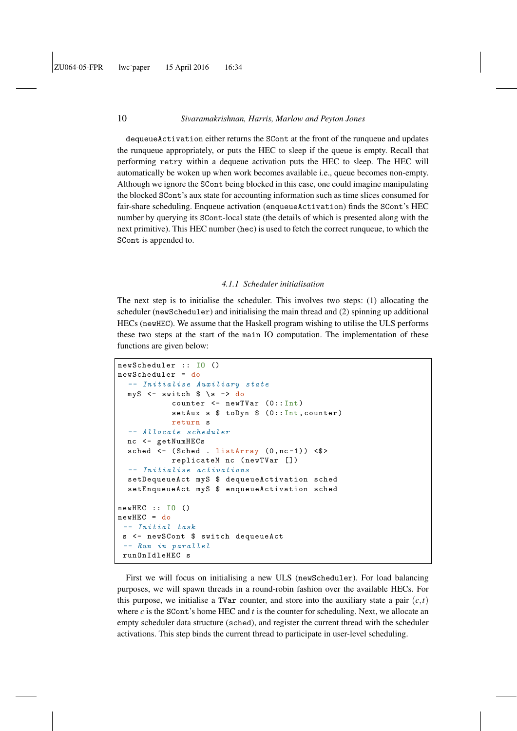`dequeueActivation` either returns the `SCont` at the front of the runqueue and updates the runqueue appropriately, or puts the HEC to sleep if the queue is empty. Recall that performing `retry` within a dequeue activation puts the HEC to sleep. The HEC will automatically be woken up when work becomes available i.e., queue becomes non-empty. Although we ignore the `SCont` being blocked in this case, one could imagine manipulating the blocked `SCont`'s aux state for accounting information such as time slices consumed for fair-share scheduling. Enqueue activation (`enqueueActivation`) finds the `SCont`'s HEC number by querying its `SCont`-local state (the details of which is presented along with the next primitive). This HEC number (`hec`) is used to fetch the correct runqueue, to which the `SCont` is appended to.

#### 4.1.1 Scheduler initialisation

The next step is to initialise the scheduler. This involves two steps: (1) allocating the scheduler (`newScheduler`) and initialising the main thread and (2) spinning up additional HECs (`newHEC`). We assume that the Haskell program wishing to utilise the ULS performs these two steps at the start of the `main` IO computation. The implementation of these functions are given below:

```
newScheduler :: IO ()
newScheduler = do
  -- Initialise Auxiliary state
  myS <- switch $ \s -> do
           counter <- newTVar (0::Int)
           setAux s $ toDyn $ (0::Int,counter)
           return s
  -- Allocate scheduler
  nc <- getNumHECs
  sched <- (Sched . listArray (0,nc-1)) <$>
           replicateM nc (newTVar [])
  -- Initialise activations
  setDequeueAct myS $ dequeueActivation sched
  setEnqueueAct myS $ enqueueActivation sched

newHEC :: IO ()
newHEC = do
 -- Initial task
 s <- newSCont $ switch dequeueAct
 -- Run in parallel
 runOnIdleHEC s
```

First we will focus on initialising a new ULS (`newScheduler`). For load balancing purposes, we will spawn threads in a round-robin fashion over the available HECs. For this purpose, we initialise a `TVar` counter, and store into the auxiliary state a pair $(c,t)$ where $c$ is the `SCont`'s home HEC and $t$ is the counter for scheduling. Next, we allocate an empty scheduler data structure (`sched`), and register the current thread with the scheduler activations. This step binds the current thread to participate in user-level scheduling.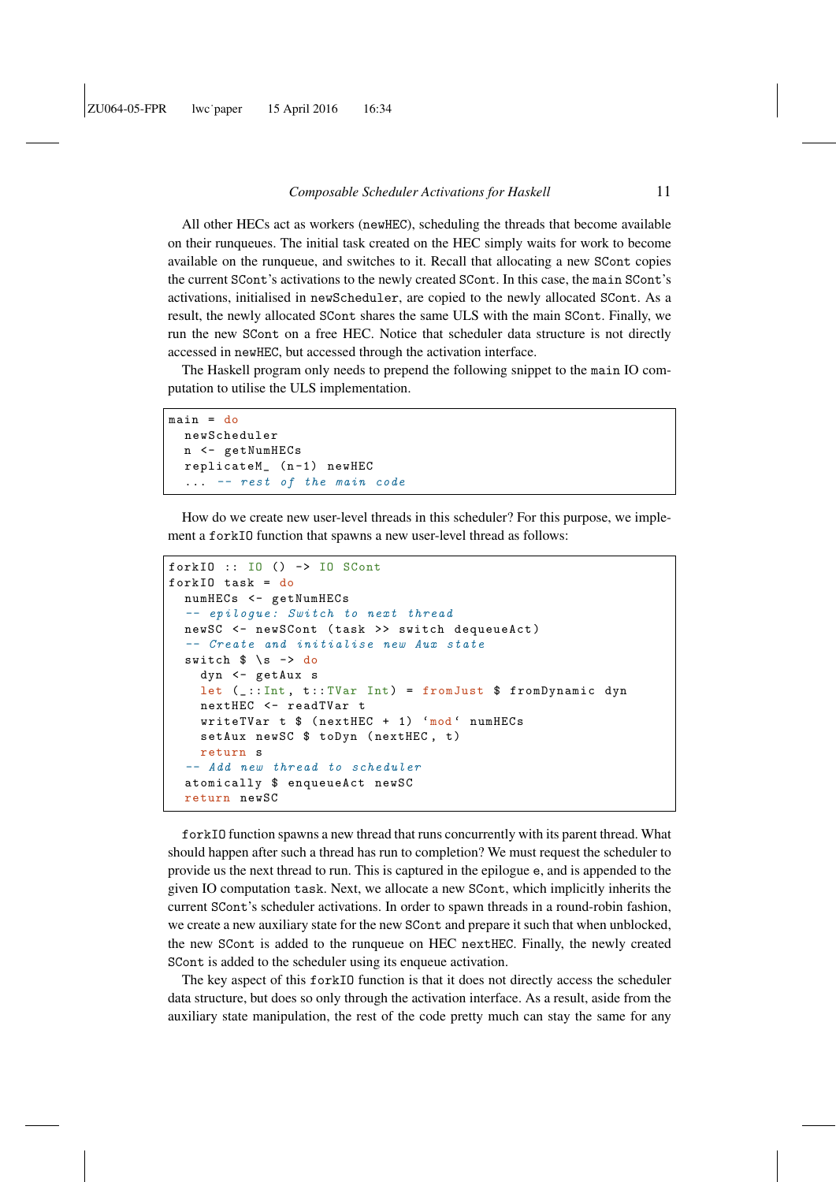All other HECs act as workers (`newHEC`), scheduling the threads that become available on their runqueues. The initial task created on the HEC simply waits for work to become available on the runqueue, and switches to it. Recall that allocating a new `SCont` copies the current `SCont`'s activations to the newly created `SCont`. In this case, the `main` `SCont`'s activations, initialised in `newScheduler`, are copied to the newly allocated `SCont`. As a result, the newly allocated `SCont` shares the same ULS with the main `SCont`. Finally, we run the new `SCont` on a free HEC. Notice that scheduler data structure is not directly accessed in `newHEC`, but accessed through the activation interface.

The Haskell program only needs to prepend the following snippet to the `main` IO computation to utilise the ULS implementation.

```
main = do
  newScheduler
  n <- getNumHECs
  replicateM_ (n-1) newHEC
  ... -- rest of the main code
```

How do we create new user-level threads in this scheduler? For this purpose, we implement a `forkIO` function that spawns a new user-level thread as follows:

```
forkIO :: IO () -> IO SCont
forkIO task = do
  numHECs <- getNumHECs
  -- epilogue: Switch to next thread
  newSC <- newSCont (task >> switch dequeueAct)
  -- Create and initialise new Aux state
  switch $ \s -> do
    dyn <- getAux s
    let (_::Int, t::TVar Int) = fromJust $ fromDynamic dyn
    nextHEC <- readTVar t
    writeTVar t $ (nextHEC + 1) `mod` numHECs
    setAux newSC $ toDyn (nextHEC, t)
    return s
  -- Add new thread to scheduler
  atomically $ enqueueAct newSC
  return newSC
```

`forkIO` function spawns a new thread that runs concurrently with its parent thread. What should happen after such a thread has run to completion? We must request the scheduler to provide us the next thread to run. This is captured in the epilogue `e`, and is appended to the given IO computation `task`. Next, we allocate a new `SCont`, which implicitly inherits the current `SCont`'s scheduler activations. In order to spawn threads in a round-robin fashion, we create a new auxiliary state for the new `SCont` and prepare it such that when unblocked, the new `SCont` is added to the runqueue on HEC `nextHEC`. Finally, the newly created `SCont` is added to the scheduler using its enqueue activation.

The key aspect of this `forkIO` function is that it does not directly access the scheduler data structure, but does so only through the activation interface. As a result, aside from the auxiliary state manipulation, the rest of the code pretty much can stay the same for any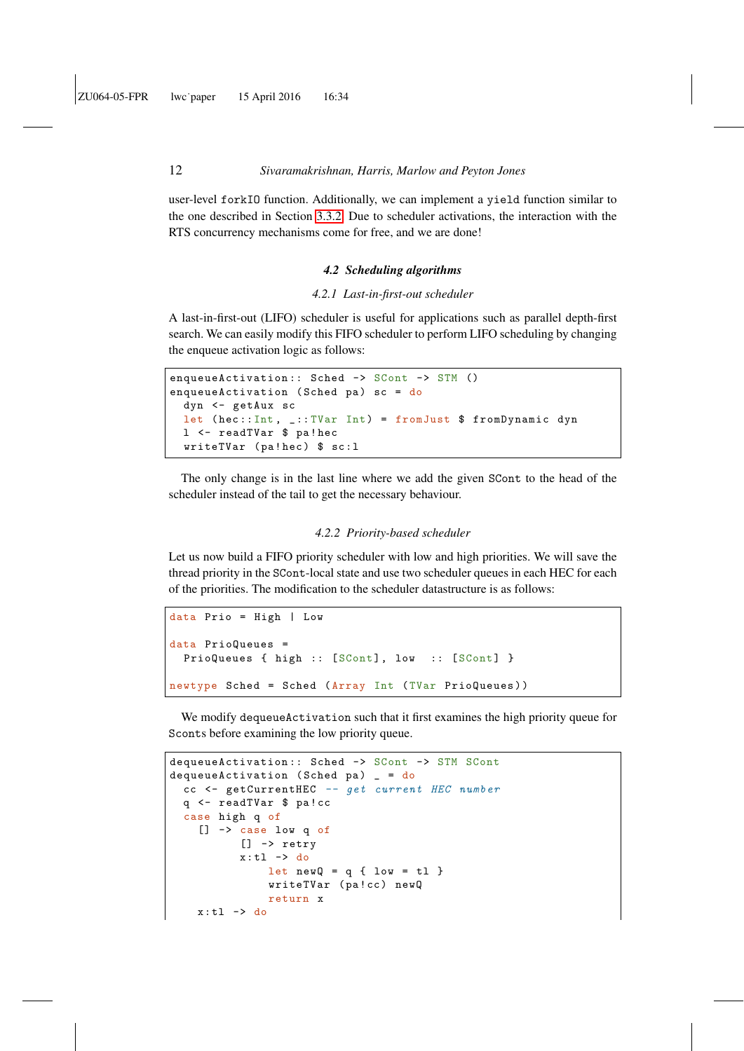user-level forkIO function. Additionally, we can implement a yield function similar to the one described in Section 3.3.2. Due to scheduler activations, the interaction with the RTS concurrency mechanisms come for free, and we are done!

### 4.2 Scheduling algorithms

#### 4.2.1 Last-in-first-out scheduler

A last-in-first-out (LIFO) scheduler is useful for applications such as parallel depth-first search. We can easily modify this FIFO scheduler to perform LIFO scheduling by changing the enqueue activation logic as follows:

```
enqueueActivation:: Sched -> SCont -> STM ()
enqueueActivation (Sched pa) sc = do
  dyn <- getAux sc
  let (hec::Int, _::TVar Int) = fromJust $ fromDynamic dyn
  l <- readTVar $ pa!hec
  writeTVar (pa!hec) $ sc:l
```

The only change is in the last line where we add the given SCont to the head of the scheduler instead of the tail to get the necessary behaviour.

#### 4.2.2 Priority-based scheduler

Let us now build a FIFO priority scheduler with low and high priorities. We will save the thread priority in the SCont-local state and use two scheduler queues in each HEC for each of the priorities. The modification to the scheduler datastructure is as follows:

```
data Prio = High | Low

data PrioQueues =
  PrioQueues { high :: [SCont], low  :: [SCont] }

newtype Sched = Sched (Array Int (TVar PrioQueues))
```

We modify dequeueActivation such that it first examines the high priority queue for Sconts before examining the low priority queue.

```
dequeueActivation:: Sched -> SCont -> STM SCont
dequeueActivation (Sched pa) _ = do
  cc <- getCurrentHEC -- get current HEC number
  q <- readTVar $ pa!cc
  case high q of
    [] -> case low q of
            [] -> retry
            x:tl -> do
                let newQ = q { low = tl }
                writeTVar (pa!cc) newQ
                return x
    x:tl -> do
```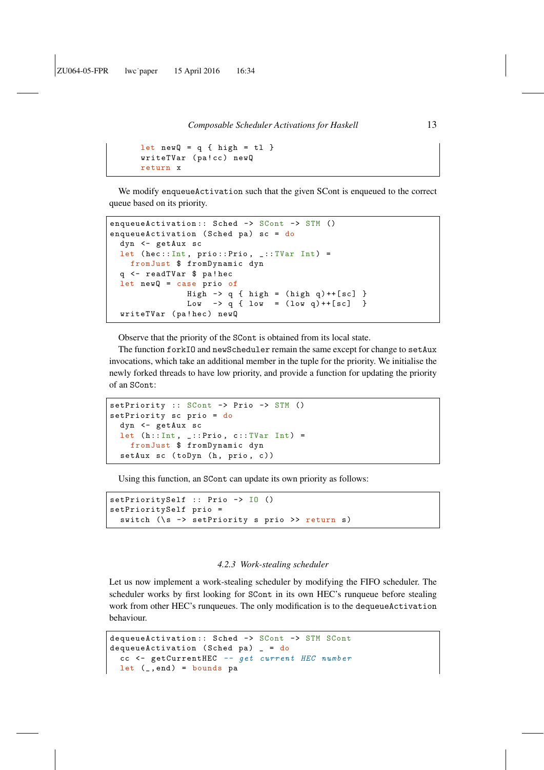```
    let newQ = q { high = tl }
    writeTVar (pa!cc) newQ
    return x
```

We modify `enqueueActivation` such that the given SCont is enqueued to the correct queue based on its priority.

```
enqueueActivation:: Sched -> SCont -> STM ()
enqueueActivation (Sched pa) sc = do
  dyn <- getAux sc
  let (hec::Int, prio::Prio, _::TVar Int) =
    fromJust $ fromDynamic dyn
  q <- readTVar $ pa!hec
  let newQ = case prio of
               High -> q { high = (high q)++[sc] }
               Low  -> q { low  = (low q)++[sc]  }
  writeTVar (pa!hec) newQ
```

Observe that the priority of the `SCont` is obtained from its local state.

The function `forkIO` and `newScheduler` remain the same except for change to `setAux` invocations, which take an additional member in the tuple for the priority. We initialise the newly forked threads to have low priority, and provide a function for updating the priority of an `SCont`:

```
setPriority :: SCont -> Prio -> STM ()
setPriority sc prio = do
  dyn <- getAux sc
  let (h::Int, _::Prio, c::TVar Int) =
    fromJust $ fromDynamic dyn
  setAux sc (toDyn (h, prio, c))
```

Using this function, an `SCont` can update its own priority as follows:

```
setPrioritySelf :: Prio -> IO ()
setPrioritySelf prio =
  switch (\s -> setPriority s prio >> return s)
```

#### 4.2.3 *Work-stealing scheduler*

Let us now implement a work-stealing scheduler by modifying the FIFO scheduler. The scheduler works by first looking for `SCont` in its own HEC's runqueue before stealing work from other HEC's runqueues. The only modification is to the `dequeueActivation` behaviour.

```
dequeueActivation:: Sched -> SCont -> STM SCont
dequeueActivation (Sched pa) _ = do
  cc <- getCurrentHEC -- get current HEC number
  let (_,end) = bounds pa
```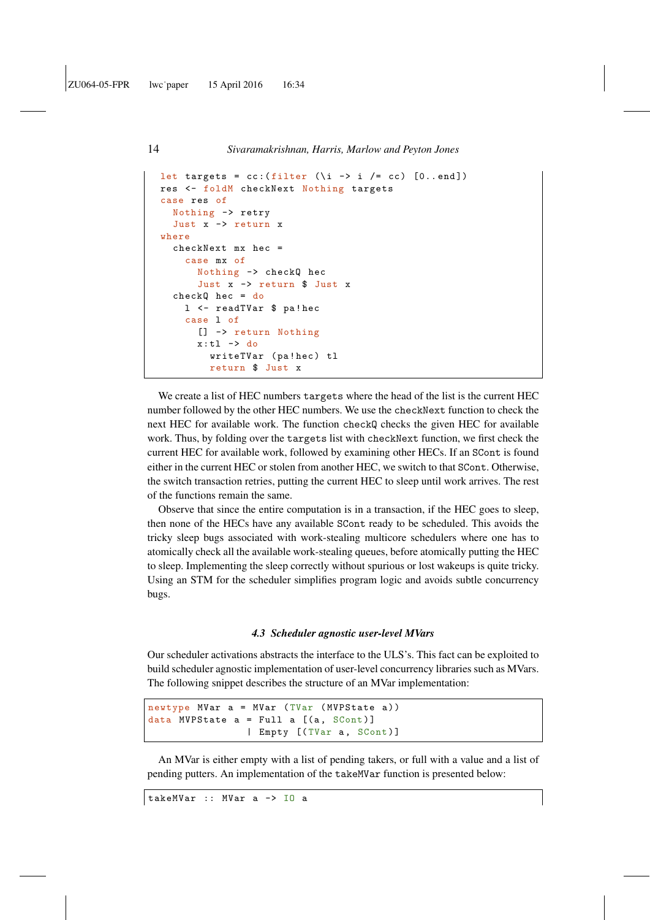```
  let targets = cc:(filter (\i -> i /= cc) [0..end])
  res <- foldM checkNext Nothing targets
  case res of
    Nothing -> retry
    Just x -> return x
  where
    checkNext mx hec =
      case mx of
        Nothing -> checkQ hec
        Just x -> return $ Just x
    checkQ hec = do
      l <- readTVar $ pa!hec
      case l of
        [] -> return Nothing
        x:tl -> do
          writeTVar (pa!hec) tl
          return $ Just x
```

We create a list of HEC numbers `targets` where the head of the list is the current HEC number followed by the other HEC numbers. We use the `checkNext` function to check the next HEC for available work. The function `checkQ` checks the given HEC for available work. Thus, by folding over the `targets` list with `checkNext` function, we first check the current HEC for available work, followed by examining other HECs. If an `SCont` is found either in the current HEC or stolen from another HEC, we switch to that `SCont`. Otherwise, the switch transaction retries, putting the current HEC to sleep until work arrives. The rest of the functions remain the same.

Observe that since the entire computation is in a transaction, if the HEC goes to sleep, then none of the HECs have any available `SCont` ready to be scheduled. This avoids the tricky sleep bugs associated with work-stealing multicore schedulers where one has to atomically check all the available work-stealing queues, before atomically putting the HEC to sleep. Implementing the sleep correctly without spurious or lost wakeups is quite tricky. Using an STM for the scheduler simplifies program logic and avoids subtle concurrency bugs.

### *4.3 Scheduler agnostic user-level MVars*

Our scheduler activations abstracts the interface to the ULS's. This fact can be exploited to build scheduler agnostic implementation of user-level concurrency libraries such as MVars. The following snippet describes the structure of an MVar implementation:

```
newtype MVar a = MVar (TVar (MVPState a))
data MVPState a = Full a [(a, SCont)]
                | Empty [(TVar a, SCont)]
```

An MVar is either empty with a list of pending takers, or full with a value and a list of pending putters. An implementation of the `takeMVar` function is presented below:

```
takeMVar :: MVar a -> IO a
```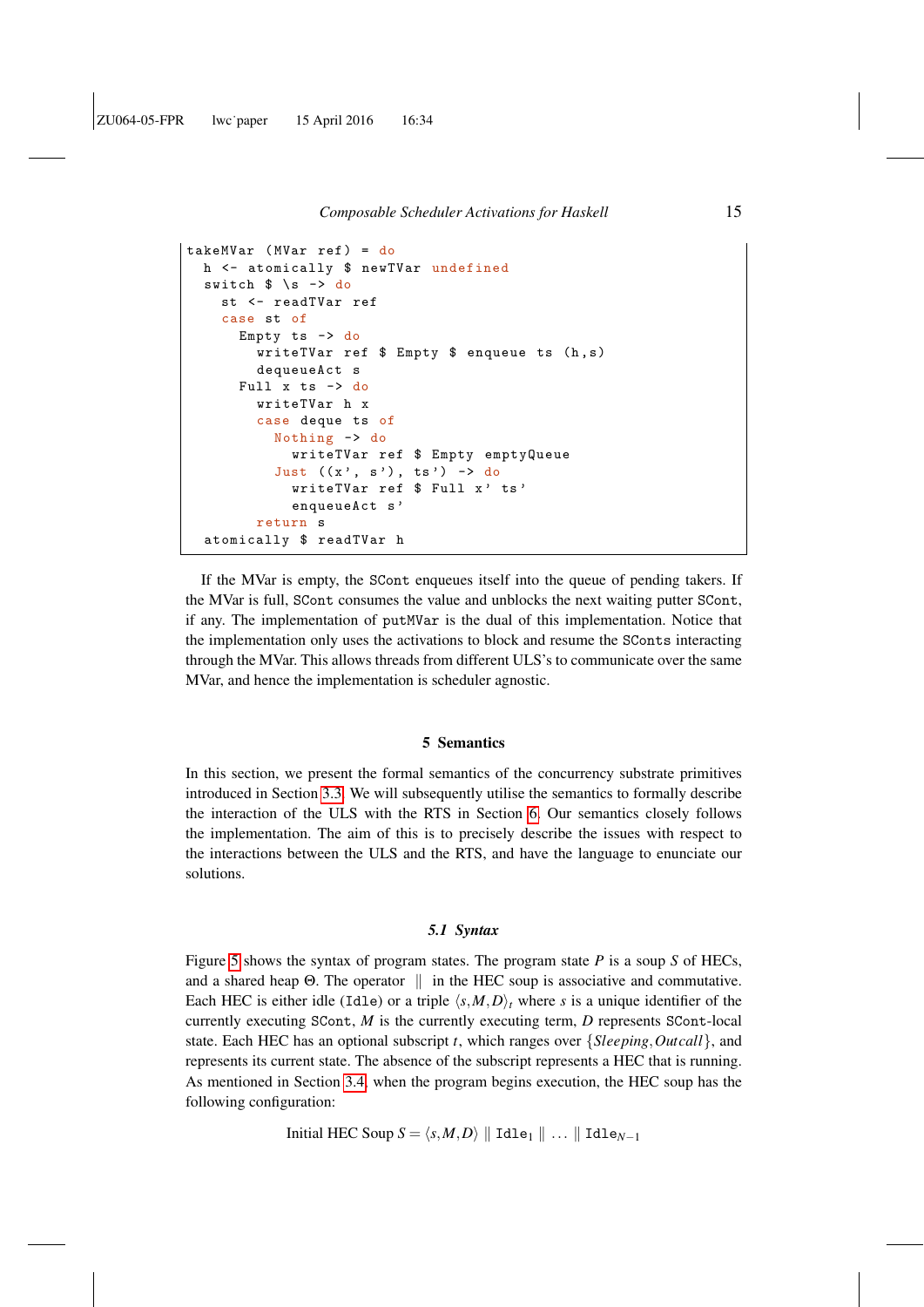```haskell
takeMVar (MVar ref) = do
  h <- atomically $ newTVar undefined
  switch $ \s -> do
    st <- readTVar ref
    case st of
      Empty ts -> do
        writeTVar ref $ Empty $ enqueue ts (h,s)
        dequeueAct s
      Full x ts -> do
        writeTVar h x
        case deque ts of
          Nothing -> do
            writeTVar ref $ Empty emptyQueue
          Just ((x', s'), ts') -> do
            writeTVar ref $ Full x' ts'
            enqueueAct s'
        return s
  atomically $ readTVar h
```

If the MVar is empty, the `SCont` enqueues itself into the queue of pending takers. If the MVar is full, `SCont` consumes the value and unblocks the next waiting putter `SCont`, if any. The implementation of `putMVar` is the dual of this implementation. Notice that the implementation only uses the activations to block and resume the `SConts` interacting through the MVar. This allows threads from different ULS's to communicate over the same MVar, and hence the implementation is scheduler agnostic.

## 5 Semantics

In this section, we present the formal semantics of the concurrency substrate primitives introduced in Section 3.3. We will subsequently utilise the semantics to formally describe the interaction of the ULS with the RTS in Section 6. Our semantics closely follows the implementation. The aim of this is to precisely describe the issues with respect to the interactions between the ULS and the RTS, and have the language to enunciate our solutions.

### 5.1 Syntax

Figure 5 shows the syntax of program states. The program state $P$ is a soup $S$ of HECs, and a shared heap $\Theta$. The operator $\parallel$ in the HEC soup is associative and commutative. Each HEC is either idle (`Idle`) or a triple $\langle s, M, D\rangle_t$ where $s$ is a unique identifier of the currently executing `SCont`, $M$ is the currently executing term, $D$ represents `SCont`-local state. Each HEC has an optional subscript $t$, which ranges over $\{Sleeping, Outcall\}$, and represents its current state. The absence of the subscript represents a HEC that is running. As mentioned in Section 3.4, when the program begins execution, the HEC soup has the following configuration:

$$\text{Initial HEC Soup } S = \langle s, M, D\rangle \parallel \texttt{Idle}_1 \parallel \ldots \parallel \texttt{Idle}_{N-1}$$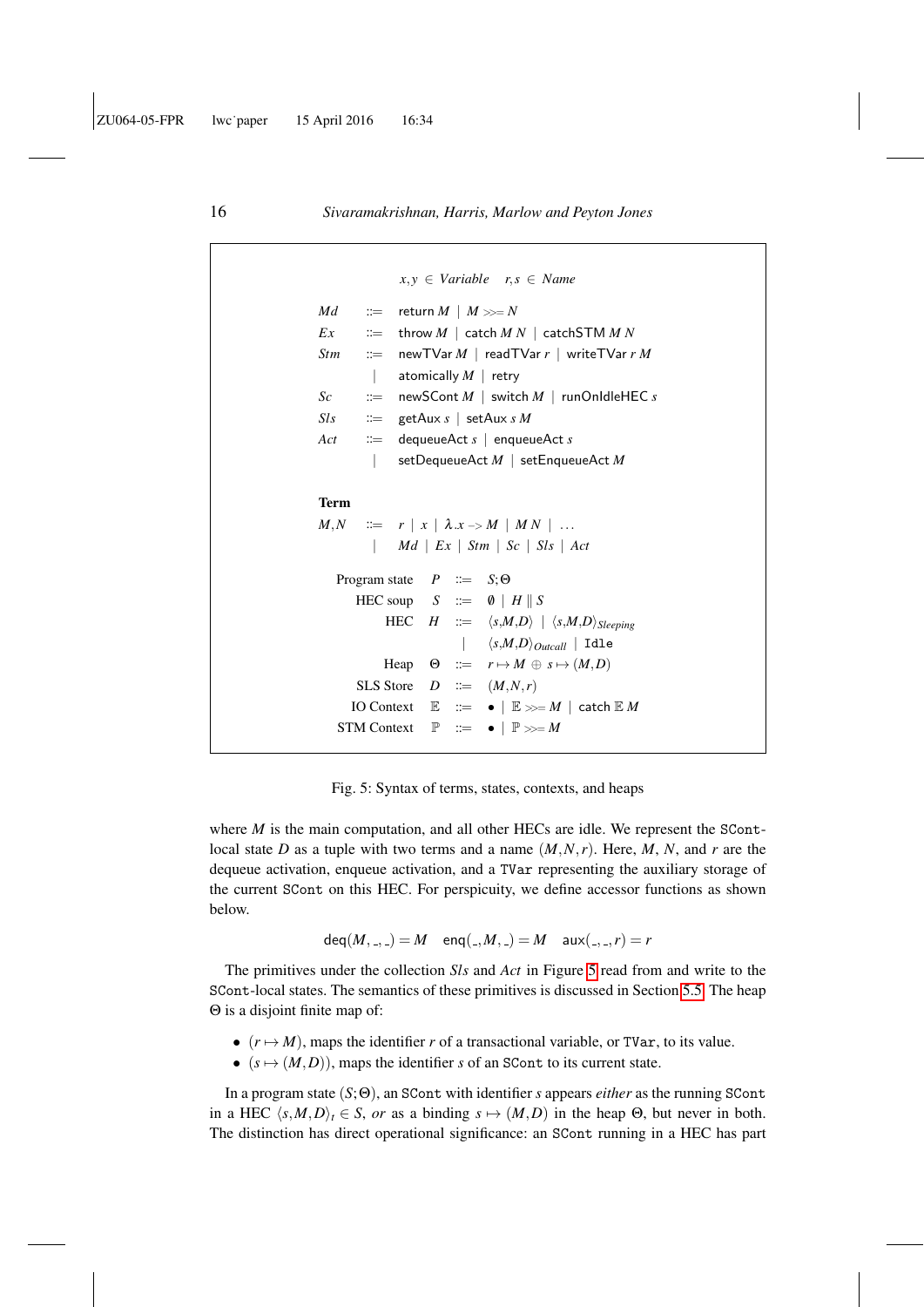$$
\begin{array}{lcl}
& & x,y \in \mathit{Variable} \quad r,s \in \mathit{Name} \\
\mathit{Md} & ::= & \mathsf{return}\ M \mid M \ggg= N \\
\mathit{Ex} & ::= & \mathsf{throw}\ M \mid \mathsf{catch}\ M\ N \mid \mathsf{catchSTM}\ M\ N \\
\mathit{Stm} & ::= & \mathsf{newTVar}\ M \mid \mathsf{readTVar}\ r \mid \mathsf{writeTVar}\ r\ M \\
& \mid & \mathsf{atomically}\ M \mid \mathsf{retry} \\
\mathit{Sc} & ::= & \mathsf{newSCont}\ M \mid \mathsf{switch}\ M \mid \mathsf{runOnIdleHEC}\ s \\
\mathit{Sls} & ::= & \mathsf{getAux}\ s \mid \mathsf{setAux}\ s\ M \\
\mathit{Act} & ::= & \mathsf{dequeueAct}\ s \mid \mathsf{enqueueAct}\ s \\
& \mid & \mathsf{setDequeueAct}\ M \mid \mathsf{setEnqueueAct}\ M \\
\\
\textbf{Term} & & \\
M,N & ::= & r \mid x \mid \lambda.x \mathbin{{-}{>}} M \mid M\ N \mid \ldots \\
& \mid & \mathit{Md} \mid \mathit{Ex} \mid \mathit{Stm} \mid \mathit{Sc} \mid \mathit{Sls} \mid \mathit{Act}
\end{array}
$$

$$
\begin{array}{rcll}
\text{Program state} & P & ::= & S;\Theta \\
\text{HEC soup} & S & ::= & \emptyset \mid H \parallel S \\
\text{HEC} & H & ::= & \langle s,M,D\rangle \mid \langle s,M,D\rangle_{Sleeping} \\
& & \mid & \langle s,M,D\rangle_{Outcall} \mid \mathtt{Idle} \\
\text{Heap} & \Theta & ::= & r \mapsto M \oplus s \mapsto (M,D) \\
\text{SLS Store} & D & ::= & (M,N,r) \\
\text{IO Context} & \mathbb{E} & ::= & \bullet \mid \mathbb{E} \ggg= M \mid \mathsf{catch}\ \mathbb{E}\ M \\
\text{STM Context} & \mathbb{P} & ::= & \bullet \mid \mathbb{P} \ggg= M
\end{array}
$$

Fig. 5: Syntax of terms, states, contexts, and heaps

where $M$ is the main computation, and all other HECs are idle. We represent the SCont-local state $D$ as a tuple with two terms and a name $(M,N,r)$. Here, $M$, $N$, and $r$ are the dequeue activation, enqueue activation, and a TVar representing the auxiliary storage of the current SCont on this HEC. For perspicuity, we define accessor functions as shown below.

$$
\mathsf{deq}(M,\_,\_) = M \quad \mathsf{enq}(\_,M,\_) = M \quad \mathsf{aux}(\_,\_,r) = r
$$

The primitives under the collection *Sls* and *Act* in Figure 5 read from and write to the SCont-local states. The semantics of these primitives is discussed in Section 5.5. The heap $\Theta$ is a disjoint finite map of:

- $(r \mapsto M)$, maps the identifier $r$ of a transactional variable, or TVar, to its value.
- $(s \mapsto (M,D))$, maps the identifier $s$ of an SCont to its current state.

In a program state $(S;\Theta)$, an SCont with identifier $s$ appears *either* as the running SCont in a HEC $\langle s,M,D\rangle_t \in S$, *or* as a binding $s \mapsto (M,D)$ in the heap $\Theta$, but never in both. The distinction has direct operational significance: an SCont running in a HEC has part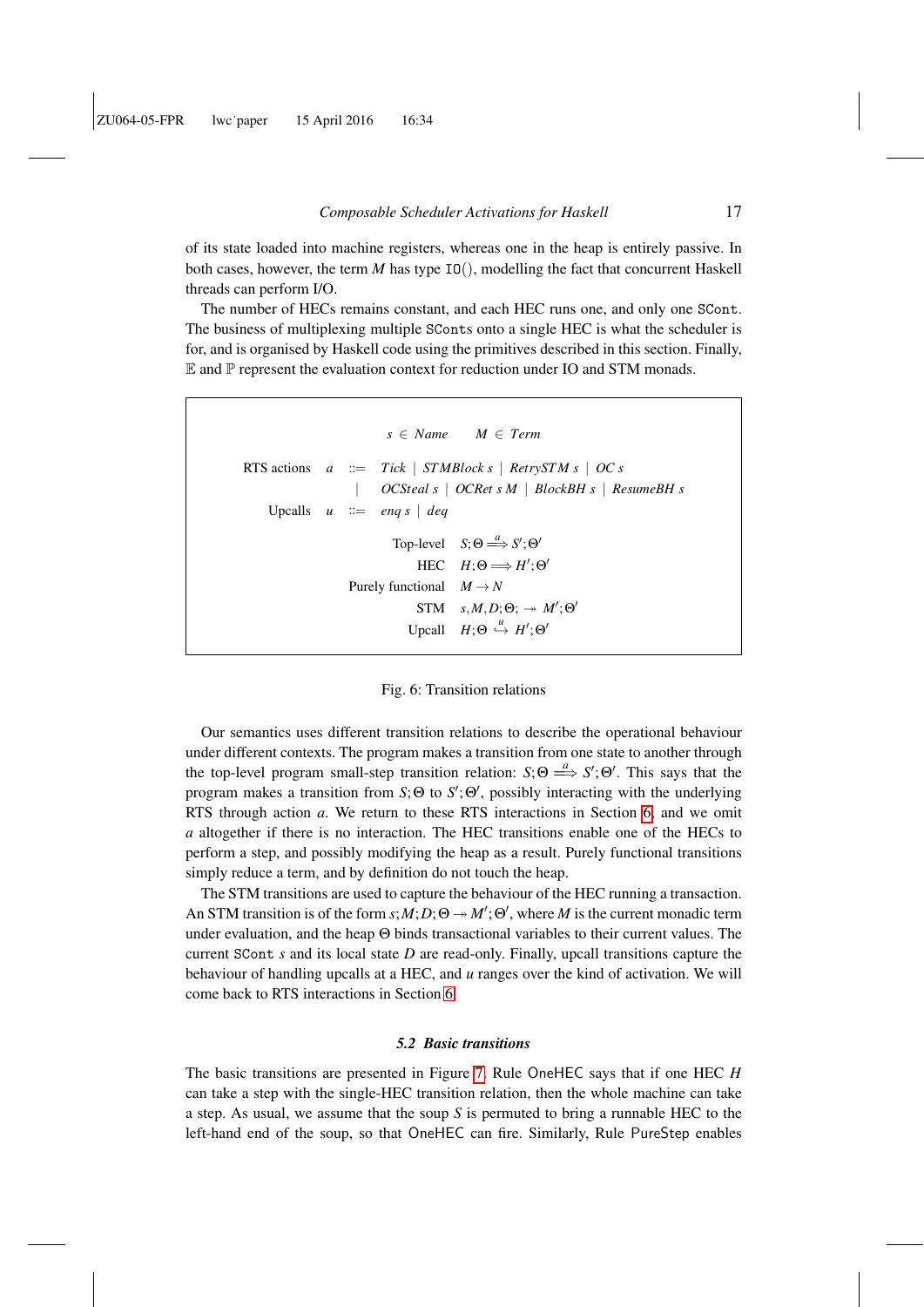of its state loaded into machine registers, whereas one in the heap is entirely passive. In both cases, however, the term $M$ has type `IO()`, modelling the fact that concurrent Haskell threads can perform I/O.

The number of HECs remains constant, and each HEC runs one, and only one `SCont`. The business of multiplexing multiple `SConts` onto a single HEC is what the scheduler is for, and is organised by Haskell code using the primitives described in this section. Finally, $\mathbb{E}$ and $\mathbb{P}$ represent the evaluation context for reduction under IO and STM monads.

$$
\begin{array}{c}
s \in \mathit{Name} \qquad M \in \mathit{Term} \\[1em]
\begin{array}{rlcl}
\text{RTS actions} & a & ::= & \mathit{Tick} \mid \mathit{STMBlock}\ s \mid \mathit{RetrySTM}\ s \mid \mathit{OC}\ s \\
 & & \mid & \mathit{OCSteal}\ s \mid \mathit{OCRet}\ s\ M \mid \mathit{BlockBH}\ s \mid \mathit{ResumeBH}\ s \\
\text{Upcalls} & u & ::= & \mathit{enq}\ s \mid \mathit{deq}
\end{array} \\[1em]
\begin{array}{rl}
\text{Top-level} & S;\Theta \stackrel{a}{\Longrightarrow} S';\Theta' \\
\text{HEC} & H;\Theta \Longrightarrow H';\Theta' \\
\text{Purely functional} & M \rightarrow N \\
\text{STM} & s, M, D; \Theta; \twoheadrightarrow M';\Theta' \\
\text{Upcall} & H;\Theta \stackrel{u}{\hookrightarrow} H';\Theta'
\end{array}
\end{array}
$$

Fig. 6: Transition relations

Our semantics uses different transition relations to describe the operational behaviour under different contexts. The program makes a transition from one state to another through the top-level program small-step transition relation: $S;\Theta \stackrel{a}{\Longrightarrow} S';\Theta'$. This says that the program makes a transition from $S;\Theta$ to $S';\Theta'$, possibly interacting with the underlying RTS through action $a$. We return to these RTS interactions in Section 6, and we omit $a$ altogether if there is no interaction. The HEC transitions enable one of the HECs to perform a step, and possibly modifying the heap as a result. Purely functional transitions simply reduce a term, and by definition do not touch the heap.

The STM transitions are used to capture the behaviour of the HEC running a transaction. An STM transition is of the form $s;M;D;\Theta \twoheadrightarrow M';\Theta'$, where $M$ is the current monadic term under evaluation, and the heap $\Theta$ binds transactional variables to their current values. The current `SCont` $s$ and its local state $D$ are read-only. Finally, upcall transitions capture the behaviour of handling upcalls at a HEC, and $u$ ranges over the kind of activation. We will come back to RTS interactions in Section 6.

### 5.2 Basic transitions

The basic transitions are presented in Figure 7. Rule OneHEC says that if one HEC $H$ can take a step with the single-HEC transition relation, then the whole machine can take a step. As usual, we assume that the soup $S$ is permuted to bring a runnable HEC to the left-hand end of the soup, so that OneHEC can fire. Similarly, Rule PureStep enables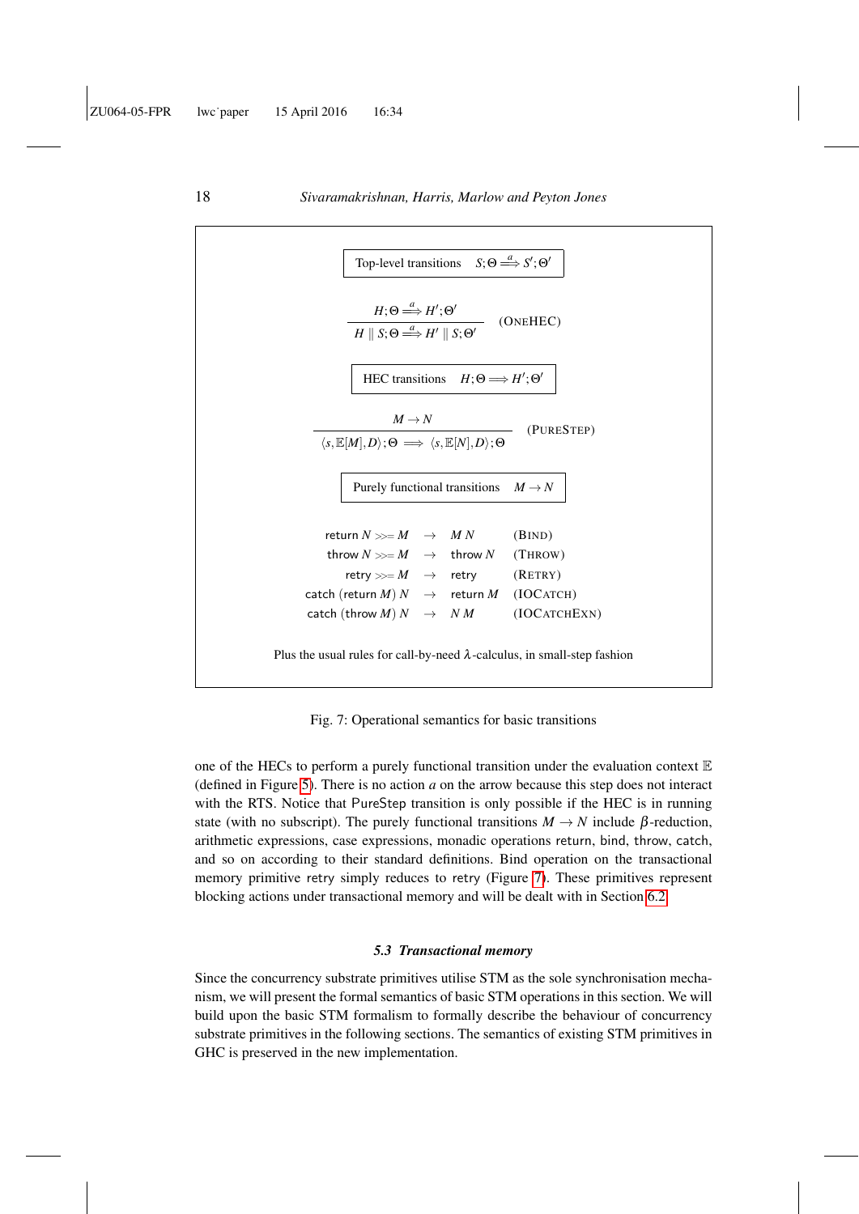Top-level transitions $S;\Theta \overset{a}{\Longrightarrow} S';\Theta'$

$$\frac{H;\Theta \overset{a}{\Longrightarrow} H';\Theta'}{H \parallel S;\Theta \overset{a}{\Longrightarrow} H' \parallel S;\Theta'} \quad \text{(ONEHEC)}$$

HEC transitions $H;\Theta \Longrightarrow H';\Theta'$

$$\frac{M \rightarrow N}{\langle s, \mathbb{E}[M], D\rangle;\Theta \;\Longrightarrow\; \langle s, \mathbb{E}[N], D\rangle;\Theta} \quad \text{(PURESTEP)}$$

Purely functional transitions $M \rightarrow N$

$$\begin{array}{rcll}
\mathsf{return}\ N \gg\!= M & \rightarrow & M\ N & \text{(BIND)} \\
\mathsf{throw}\ N \gg\!= M & \rightarrow & \mathsf{throw}\ N & \text{(THROW)} \\
\mathsf{retry} \gg\!= M & \rightarrow & \mathsf{retry} & \text{(RETRY)} \\
\mathsf{catch}\ (\mathsf{return}\ M)\ N & \rightarrow & \mathsf{return}\ M & \text{(IOCATCH)} \\
\mathsf{catch}\ (\mathsf{throw}\ M)\ N & \rightarrow & N\ M & \text{(IOCATCHEXN)}
\end{array}$$

Plus the usual rules for call-by-need $\lambda$-calculus, in small-step fashion

Fig. 7: Operational semantics for basic transitions

one of the HECs to perform a purely functional transition under the evaluation context $\mathbb{E}$ (defined in Figure 5). There is no action $a$ on the arrow because this step does not interact with the RTS. Notice that PureStep transition is only possible if the HEC is in running state (with no subscript). The purely functional transitions $M \rightarrow N$ include $\beta$-reduction, arithmetic expressions, case expressions, monadic operations return, bind, throw, catch, and so on according to their standard definitions. Bind operation on the transactional memory primitive retry simply reduces to retry (Figure 7). These primitives represent blocking actions under transactional memory and will be dealt with in Section 6.2.

### *5.3 Transactional memory*

Since the concurrency substrate primitives utilise STM as the sole synchronisation mechanism, we will present the formal semantics of basic STM operations in this section. We will build upon the basic STM formalism to formally describe the behaviour of concurrency substrate primitives in the following sections. The semantics of existing STM primitives in GHC is preserved in the new implementation.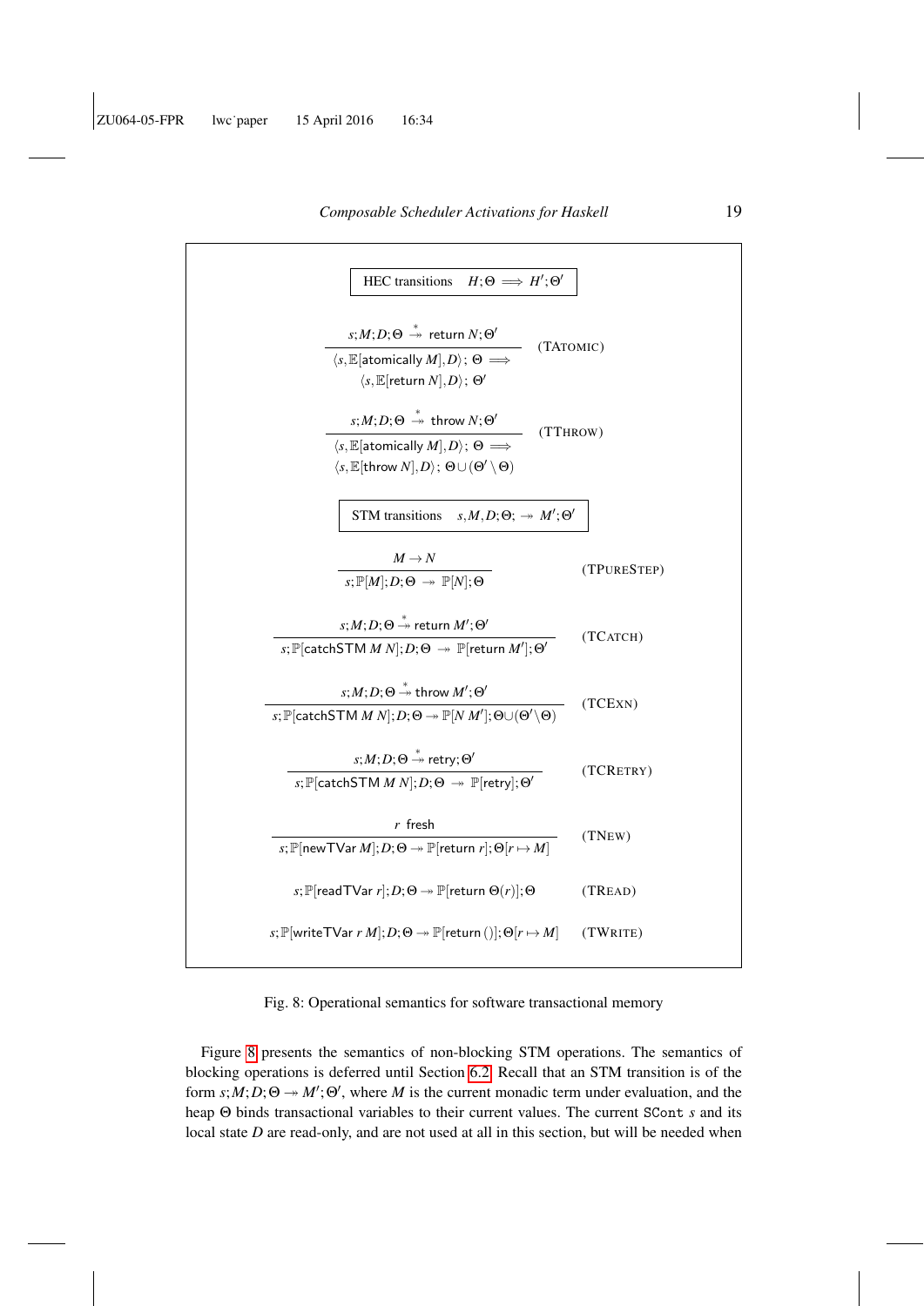**HEC transitions** $\quad H;\Theta \implies H';\Theta'$

$$\frac{s;M;D;\Theta \overset{*}{\twoheadrightarrow} \mathsf{return}\ N;\Theta'}{\langle s,\mathbb{E}[\mathsf{atomically}\ M],D\rangle;\ \Theta \implies \langle s,\mathbb{E}[\mathsf{return}\ N],D\rangle;\ \Theta'} \quad \text{(TATOMIC)}$$

$$\frac{s;M;D;\Theta \overset{*}{\twoheadrightarrow} \mathsf{throw}\ N;\Theta'}{\langle s,\mathbb{E}[\mathsf{atomically}\ M],D\rangle;\ \Theta \implies \langle s,\mathbb{E}[\mathsf{throw}\ N],D\rangle;\ \Theta\cup(\Theta'\setminus\Theta)} \quad \text{(TTHROW)}$$

**STM transitions** $\quad s,M,D;\Theta; \twoheadrightarrow M';\Theta'$

$$\frac{M \rightarrow N}{s;\mathbb{P}[M];D;\Theta \twoheadrightarrow \mathbb{P}[N];\Theta} \quad \text{(TPURESTEP)}$$

$$\frac{s;M;D;\Theta \overset{*}{\twoheadrightarrow} \mathsf{return}\ M';\Theta'}{s;\mathbb{P}[\mathsf{catchSTM}\ M\ N];D;\Theta \twoheadrightarrow \mathbb{P}[\mathsf{return}\ M'];\Theta'} \quad \text{(TCATCH)}$$

$$\frac{s;M;D;\Theta \overset{*}{\twoheadrightarrow} \mathsf{throw}\ M';\Theta'}{s;\mathbb{P}[\mathsf{catchSTM}\ M\ N];D;\Theta \twoheadrightarrow \mathbb{P}[N\ M'];\Theta\cup(\Theta'\setminus\Theta)} \quad \text{(TCEXN)}$$

$$\frac{s;M;D;\Theta \overset{*}{\twoheadrightarrow} \mathsf{retry};\Theta'}{s;\mathbb{P}[\mathsf{catchSTM}\ M\ N];D;\Theta \twoheadrightarrow \mathbb{P}[\mathsf{retry}];\Theta'} \quad \text{(TCRETRY)}$$

$$\frac{r\ \text{fresh}}{s;\mathbb{P}[\mathsf{newTVar}\ M];D;\Theta \twoheadrightarrow \mathbb{P}[\mathsf{return}\ r];\Theta[r\mapsto M]} \quad \text{(TNEW)}$$

$$s;\mathbb{P}[\mathsf{readTVar}\ r];D;\Theta \twoheadrightarrow \mathbb{P}[\mathsf{return}\ \Theta(r)];\Theta \quad \text{(TREAD)}$$

$$s;\mathbb{P}[\mathsf{writeTVar}\ r\ M];D;\Theta \twoheadrightarrow \mathbb{P}[\mathsf{return}\ ()];\Theta[r\mapsto M] \quad \text{(TWRITE)}$$

Fig. 8: Operational semantics for software transactional memory

Figure 8 presents the semantics of non-blocking STM operations. The semantics of blocking operations is deferred until Section 6.2. Recall that an STM transition is of the form $s;M;D;\Theta \twoheadrightarrow M';\Theta'$, where $M$ is the current monadic term under evaluation, and the heap $\Theta$ binds transactional variables to their current values. The current `SCont` $s$ and its local state $D$ are read-only, and are not used at all in this section, but will be needed when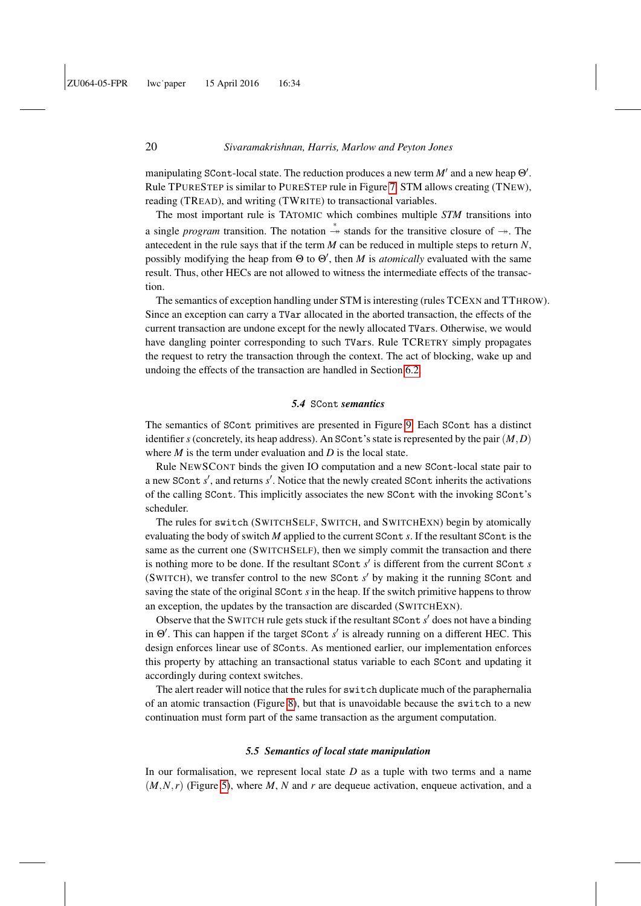manipulating `SCont`-local state. The reduction produces a new term $M'$ and a new heap $\Theta'$. Rule TPURESTEP is similar to PURESTEP rule in Figure 7. STM allows creating (TNEW), reading (TREAD), and writing (TWRITE) to transactional variables.

The most important rule is TATOMIC which combines multiple *STM* transitions into a single *program* transition. The notation $\stackrel{*}{\twoheadrightarrow}$ stands for the transitive closure of $\twoheadrightarrow$. The antecedent in the rule says that if the term $M$ can be reduced in multiple steps to `return` $N$, possibly modifying the heap from $\Theta$ to $\Theta'$, then $M$ is *atomically* evaluated with the same result. Thus, other HECs are not allowed to witness the intermediate effects of the transaction.

The semantics of exception handling under STM is interesting (rules TCEXN and TTHROW). Since an exception can carry a `TVar` allocated in the aborted transaction, the effects of the current transaction are undone except for the newly allocated `TVar`s. Otherwise, we would have dangling pointer corresponding to such `TVar`s. Rule TCRETRY simply propagates the request to retry the transaction through the context. The act of blocking, wake up and undoing the effects of the transaction are handled in Section 6.2.

### *5.4* `SCont` *semantics*

The semantics of `SCont` primitives are presented in Figure 9. Each `SCont` has a distinct identifier $s$ (concretely, its heap address). An `SCont`'s state is represented by the pair $(M,D)$ where $M$ is the term under evaluation and $D$ is the local state.

Rule NEWSCONT binds the given IO computation and a new `SCont`-local state pair to a new `SCont` $s'$, and returns $s'$. Notice that the newly created `SCont` inherits the activations of the calling `SCont`. This implicitly associates the new `SCont` with the invoking `SCont`'s scheduler.

The rules for `switch` (SWITCHSELF, SWITCH, and SWITCHEXN) begin by atomically evaluating the body of switch $M$ applied to the current `SCont` $s$. If the resultant `SCont` is the same as the current one (SWITCHSELF), then we simply commit the transaction and there is nothing more to be done. If the resultant `SCont` $s'$ is different from the current `SCont` $s$ (SWITCH), we transfer control to the new `SCont` $s'$ by making it the running `SCont` and saving the state of the original `SCont` $s$ in the heap. If the switch primitive happens to throw an exception, the updates by the transaction are discarded (SWITCHEXN).

Observe that the SWITCH rule gets stuck if the resultant `SCont` $s'$ does not have a binding in $\Theta'$. This can happen if the target `SCont` $s'$ is already running on a different HEC. This design enforces linear use of `SCont`s. As mentioned earlier, our implementation enforces this property by attaching an transactional status variable to each `SCont` and updating it accordingly during context switches.

The alert reader will notice that the rules for `switch` duplicate much of the paraphernalia of an atomic transaction (Figure 8), but that is unavoidable because the `switch` to a new continuation must form part of the same transaction as the argument computation.

### *5.5 Semantics of local state manipulation*

In our formalisation, we represent local state $D$ as a tuple with two terms and a name $(M,N,r)$ (Figure 5), where $M$, $N$ and $r$ are dequeue activation, enqueue activation, and a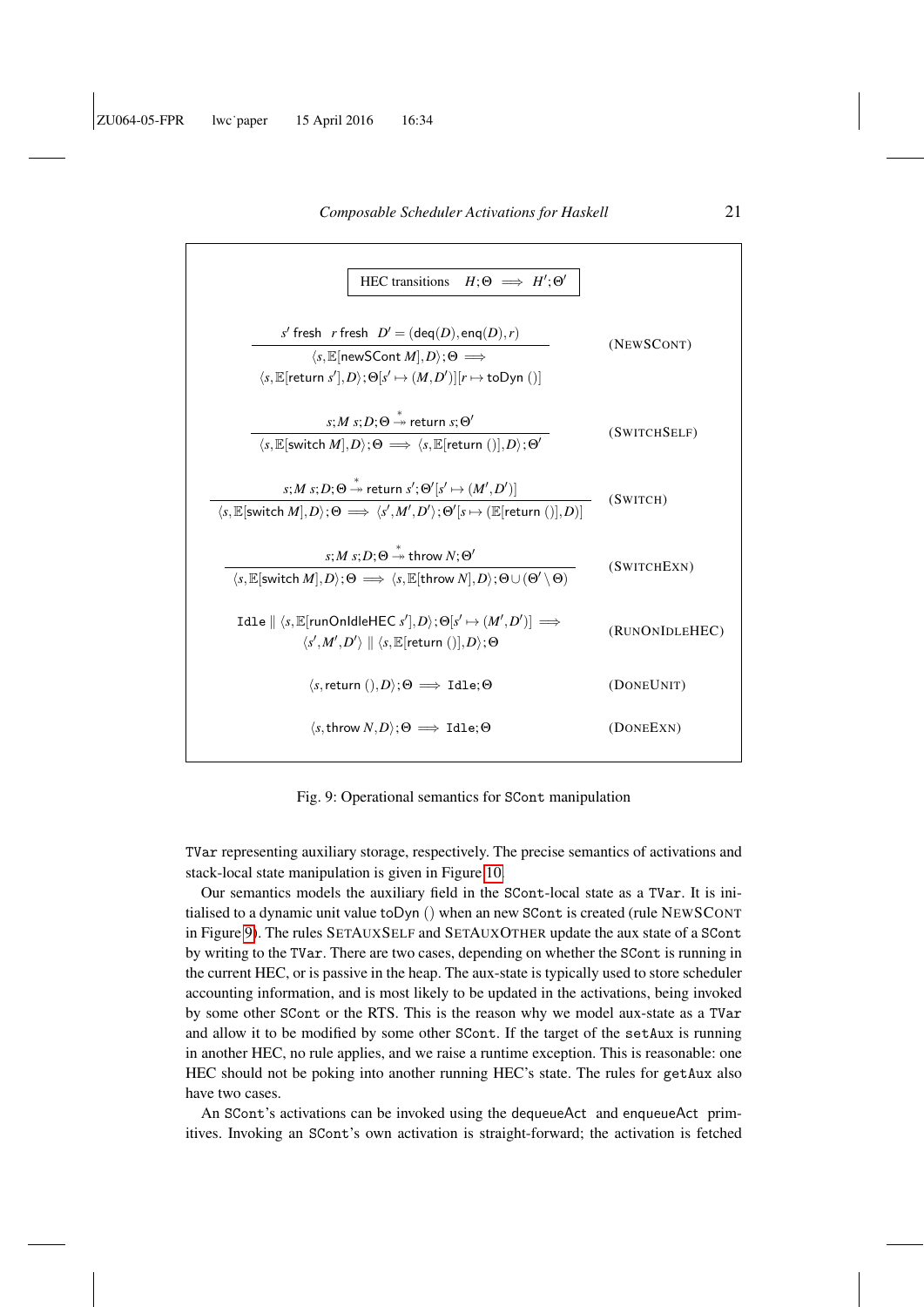$$\boxed{\text{HEC transitions} \quad H;\Theta \implies H';\Theta'}$$

$$\frac{s' \text{ fresh} \quad r \text{ fresh} \quad D' = (\mathsf{deq}(D), \mathsf{enq}(D), r)}{\begin{array}{c}\langle s, \mathbb{E}[\mathsf{newSCont}\ M], D\rangle;\Theta \implies \\ \langle s, \mathbb{E}[\mathsf{return}\ s'], D\rangle;\Theta[s' \mapsto (M, D')][r \mapsto \mathsf{toDyn}\ ()]\end{array}} \quad \text{(NEWSCONT)}$$

$$\frac{s; M\ s; D; \Theta \overset{*}{\twoheadrightarrow} \mathsf{return}\ s; \Theta'}{\langle s, \mathbb{E}[\mathsf{switch}\ M], D\rangle;\Theta \implies \langle s, \mathbb{E}[\mathsf{return}\ ()], D\rangle;\Theta'} \quad \text{(SWITCHSELF)}$$

$$\frac{s; M\ s; D; \Theta \overset{*}{\twoheadrightarrow} \mathsf{return}\ s'; \Theta'[s' \mapsto (M', D')]}{\langle s, \mathbb{E}[\mathsf{switch}\ M], D\rangle;\Theta \implies \langle s', M', D'\rangle;\Theta'[s \mapsto (\mathbb{E}[\mathsf{return}\ ()], D)]} \quad \text{(SWITCH)}$$

$$\frac{s; M\ s; D; \Theta \overset{*}{\twoheadrightarrow} \mathsf{throw}\ N; \Theta'}{\langle s, \mathbb{E}[\mathsf{switch}\ M], D\rangle;\Theta \implies \langle s, \mathbb{E}[\mathsf{throw}\ N], D\rangle;\Theta \cup (\Theta' \setminus \Theta)} \quad \text{(SWITCHEXN)}$$

$$\begin{array}{c}\mathtt{Idle} \parallel \langle s, \mathbb{E}[\mathsf{runOnIdleHEC}\ s'], D\rangle;\Theta[s' \mapsto (M', D')] \implies \\ \langle s', M', D'\rangle \parallel \langle s, \mathbb{E}[\mathsf{return}\ ()], D\rangle;\Theta\end{array} \quad \text{(RUNONIDLEHEC)}$$

$$\langle s, \mathsf{return}\ (), D\rangle;\Theta \implies \mathtt{Idle};\Theta \quad \text{(DONEUNIT)}$$

$$\langle s, \mathsf{throw}\ N, D\rangle;\Theta \implies \mathtt{Idle};\Theta \quad \text{(DONEEXN)}$$

Fig. 9: Operational semantics for `SCont` manipulation

`TVar` representing auxiliary storage, respectively. The precise semantics of activations and stack-local state manipulation is given in Figure 10.

Our semantics models the auxiliary field in the `SCont`-local state as a `TVar`. It is initialised to a dynamic unit value toDyn () when an new `SCont` is created (rule NEWSCONT in Figure 9). The rules SETAUXSELF and SETAUXOTHER update the aux state of a `SCont` by writing to the `TVar`. There are two cases, depending on whether the `SCont` is running in the current HEC, or is passive in the heap. The aux-state is typically used to store scheduler accounting information, and is most likely to be updated in the activations, being invoked by some other `SCont` or the RTS. This is the reason why we model aux-state as a `TVar` and allow it to be modified by some other `SCont`. If the target of the `setAux` is running in another HEC, no rule applies, and we raise a runtime exception. This is reasonable: one HEC should not be poking into another running HEC's state. The rules for `getAux` also have two cases.

An `SCont`'s activations can be invoked using the dequeueAct and enqueueAct primitives. Invoking an `SCont`'s own activation is straight-forward; the activation is fetched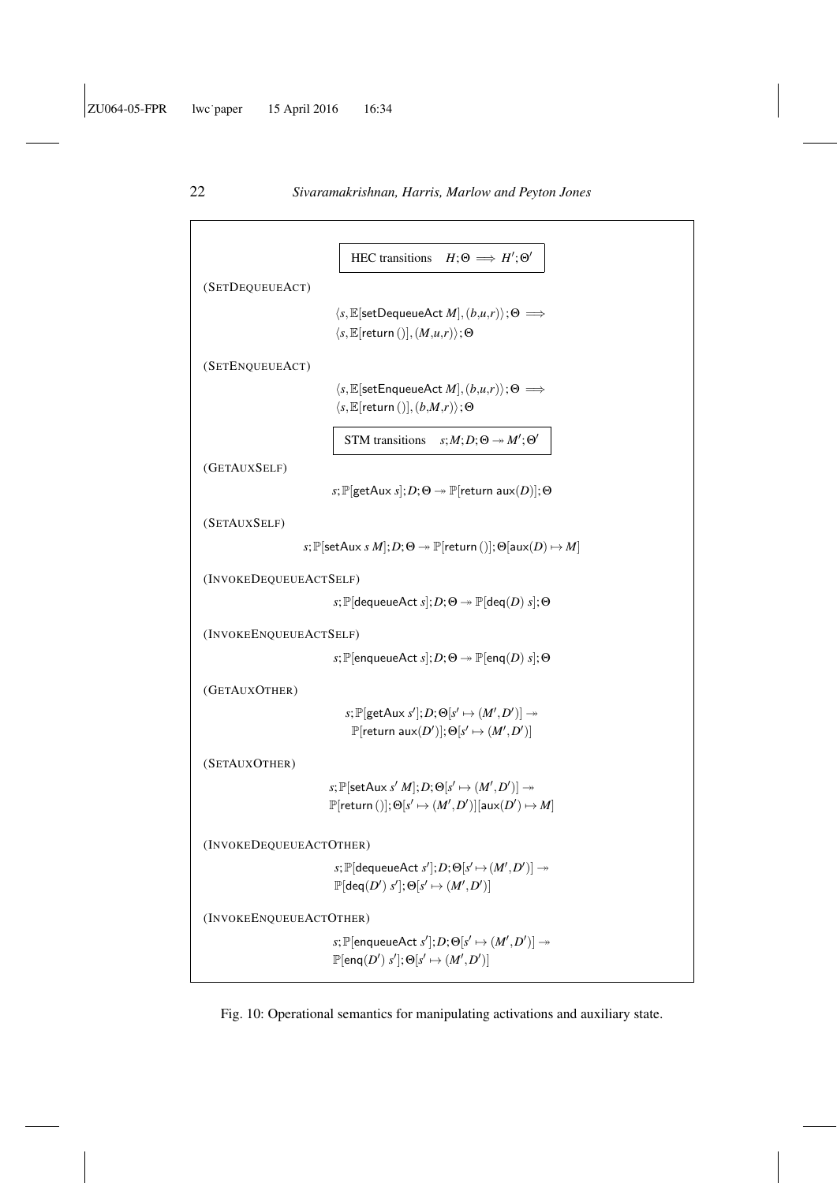**HEC transitions** $\quad H;\Theta \Longrightarrow H';\Theta'$

(SETDEQUEUEACT)

$$\langle s, \mathbb{E}[\mathsf{setDequeueAct}\ M], (b,u,r)\rangle;\Theta \Longrightarrow \langle s, \mathbb{E}[\mathsf{return}\ ()], (M,u,r)\rangle;\Theta$$

(SETENQUEUEACT)

$$\langle s, \mathbb{E}[\mathsf{setEnqueueAct}\ M], (b,u,r)\rangle;\Theta \Longrightarrow \langle s, \mathbb{E}[\mathsf{return}\ ()], (b,M,r)\rangle;\Theta$$

**STM transitions** $\quad s;M;D;\Theta \twoheadrightarrow M';\Theta'$

(GETAUXSELF)

$$s;\mathbb{P}[\mathsf{getAux}\ s];D;\Theta \twoheadrightarrow \mathbb{P}[\mathsf{return}\ \mathsf{aux}(D)];\Theta$$

(SETAUXSELF)

$$s;\mathbb{P}[\mathsf{setAux}\ s\ M];D;\Theta \twoheadrightarrow \mathbb{P}[\mathsf{return}\ ()];\Theta[\mathsf{aux}(D) \mapsto M]$$

(INVOKEDEQUEUEACTSELF)

$$s;\mathbb{P}[\mathsf{dequeueAct}\ s];D;\Theta \twoheadrightarrow \mathbb{P}[\mathsf{deq}(D)\ s];\Theta$$

(INVOKEENQUEUEACTSELF)

$$s;\mathbb{P}[\mathsf{enqueueAct}\ s];D;\Theta \twoheadrightarrow \mathbb{P}[\mathsf{enq}(D)\ s];\Theta$$

(GETAUXOTHER)

$$s;\mathbb{P}[\mathsf{getAux}\ s'];D;\Theta[s' \mapsto (M',D')] \twoheadrightarrow \mathbb{P}[\mathsf{return}\ \mathsf{aux}(D')];\Theta[s' \mapsto (M',D')]$$

(SETAUXOTHER)

$$s;\mathbb{P}[\mathsf{setAux}\ s'\ M];D;\Theta[s' \mapsto (M',D')] \twoheadrightarrow \mathbb{P}[\mathsf{return}\ ()];\Theta[s' \mapsto (M',D')][\mathsf{aux}(D') \mapsto M]$$

(INVOKEDEQUEUEACTOTHER)

$$s;\mathbb{P}[\mathsf{dequeueAct}\ s'];D;\Theta[s' \mapsto (M',D')] \twoheadrightarrow \mathbb{P}[\mathsf{deq}(D')\ s'];\Theta[s' \mapsto (M',D')]$$

(INVOKEENQUEUEACTOTHER)

$$s;\mathbb{P}[\mathsf{enqueueAct}\ s'];D;\Theta[s' \mapsto (M',D')] \twoheadrightarrow \mathbb{P}[\mathsf{enq}(D')\ s'];\Theta[s' \mapsto (M',D')]$$

Fig. 10: Operational semantics for manipulating activations and auxiliary state.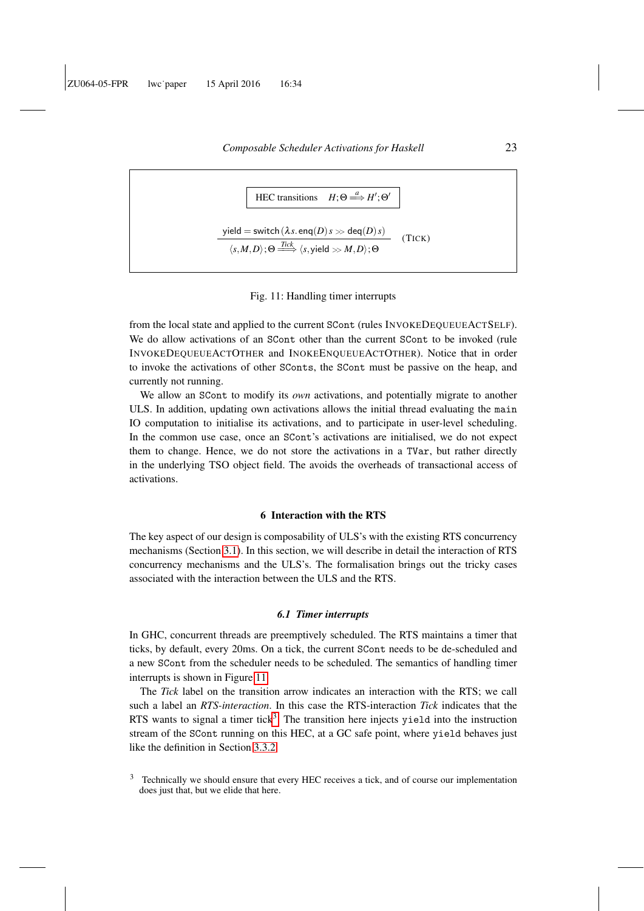HEC transitions $\quad H;\Theta \stackrel{a}{\Longrightarrow} H';\Theta'$

$$\frac{\mathsf{yield} = \mathsf{switch}\,(\lambda s.\,\mathsf{enq}(D)\,s \gg \mathsf{deq}(D)\,s)}{\langle s, M, D\rangle;\Theta \stackrel{Tick}{\Longrightarrow} \langle s, \mathsf{yield} \gg M, D\rangle;\Theta} \quad (\textsc{Tick})$$

Fig. 11: Handling timer interrupts

from the local state and applied to the current `SCont` (rules INVOKEDEQUEUEACTSELF). We do allow activations of an `SCont` other than the current `SCont` to be invoked (rule INVOKEDEQUEUEACTOTHER and INOKEENQUEUEACTOTHER). Notice that in order to invoke the activations of other `SConts`, the `SCont` must be passive on the heap, and currently not running.

We allow an `SCont` to modify its *own* activations, and potentially migrate to another ULS. In addition, updating own activations allows the initial thread evaluating the `main` IO computation to initialise its activations, and to participate in user-level scheduling. In the common use case, once an `SCont`'s activations are initialised, we do not expect them to change. Hence, we do not store the activations in a `TVar`, but rather directly in the underlying TSO object field. The avoids the overheads of transactional access of activations.

## 6 Interaction with the RTS

The key aspect of our design is composability of ULS's with the existing RTS concurrency mechanisms (Section 3.1). In this section, we will describe in detail the interaction of RTS concurrency mechanisms and the ULS's. The formalisation brings out the tricky cases associated with the interaction between the ULS and the RTS.

### 6.1 Timer interrupts

In GHC, concurrent threads are preemptively scheduled. The RTS maintains a timer that ticks, by default, every 20ms. On a tick, the current `SCont` needs to be de-scheduled and a new `SCont` from the scheduler needs to be scheduled. The semantics of handling timer interrupts is shown in Figure 11.

The *Tick* label on the transition arrow indicates an interaction with the RTS; we call such a label an *RTS-interaction*. In this case the RTS-interaction *Tick* indicates that the RTS wants to signal a timer tick[3]. The transition here injects `yield` into the instruction stream of the `SCont` running on this HEC, at a GC safe point, where `yield` behaves just like the definition in Section 3.3.2.

[3] Technically we should ensure that every HEC receives a tick, and of course our implementation does just that, but we elide that here.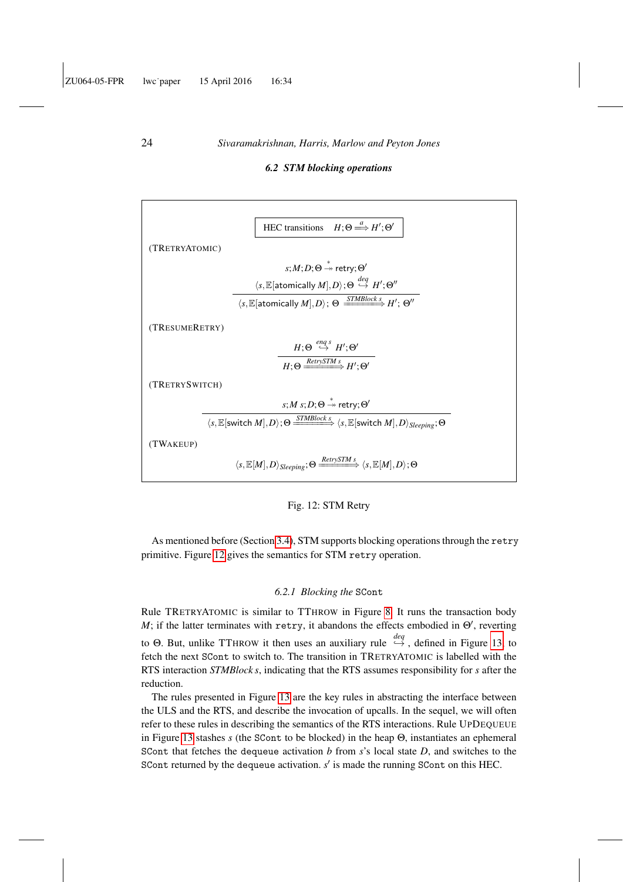### 6.2 STM blocking operations

$$\boxed{\text{HEC transitions} \quad H;\Theta \overset{a}{\Longrightarrow} H';\Theta'}$$

(TRETRYATOMIC)

$$\frac{\begin{array}{c} s;M;D;\Theta \overset{*}{\twoheadrightarrow} \mathsf{retry};\Theta' \\ \langle s,\mathbb{E}[\mathsf{atomically}\ M],D\rangle;\Theta \overset{deq}{\hookrightarrow} H';\Theta'' \end{array}}{\langle s,\mathbb{E}[\mathsf{atomically}\ M],D\rangle;\ \Theta \overset{STMBlock\ s}{\Longrightarrow} H';\ \Theta''}$$

(TRESUMERETRY)

$$\frac{H;\Theta \overset{enq\ s}{\hookrightarrow} H';\Theta'}{H;\Theta \overset{RetrySTM\ s}{\Longrightarrow} H';\Theta'}$$

(TRETRYSWITCH)

$$\frac{s;M\ s;D;\Theta \overset{*}{\twoheadrightarrow} \mathsf{retry};\Theta'}{\langle s,\mathbb{E}[\mathsf{switch}\ M],D\rangle;\Theta \overset{STMBlock\ s}{\Longrightarrow} \langle s,\mathbb{E}[\mathsf{switch}\ M],D\rangle_{Sleeping};\Theta}$$

(TWAKEUP)

$$\langle s,\mathbb{E}[M],D\rangle_{Sleeping};\Theta \overset{RetrySTM\ s}{\Longrightarrow} \langle s,\mathbb{E}[M],D\rangle;\Theta$$

Fig. 12: STM Retry

As mentioned before (Section 3.4), STM supports blocking operations through the `retry` primitive. Figure 12 gives the semantics for STM `retry` operation.

#### 6.2.1 *Blocking the* `SCont`

Rule TRETRYATOMIC is similar to TTHROW in Figure 8. It runs the transaction body $M$; if the latter terminates with `retry`, it abandons the effects embodied in $\Theta'$, reverting to $\Theta$. But, unlike TTHROW it then uses an auxiliary rule $\overset{deq}{\hookrightarrow}$, defined in Figure 13, to fetch the next `SCont` to switch to. The transition in TRETRYATOMIC is labelled with the RTS interaction *STMBlock* $s$, indicating that the RTS assumes responsibility for $s$ after the reduction.

The rules presented in Figure 13 are the key rules in abstracting the interface between the ULS and the RTS, and describe the invocation of upcalls. In the sequel, we will often refer to these rules in describing the semantics of the RTS interactions. Rule UPDEQUEUE in Figure 13 stashes $s$ (the `SCont` to be blocked) in the heap $\Theta$, instantiates an ephemeral `SCont` that fetches the `dequeue` activation $b$ from $s$'s local state $D$, and switches to the `SCont` returned by the `dequeue` activation. $s'$ is made the running `SCont` on this HEC.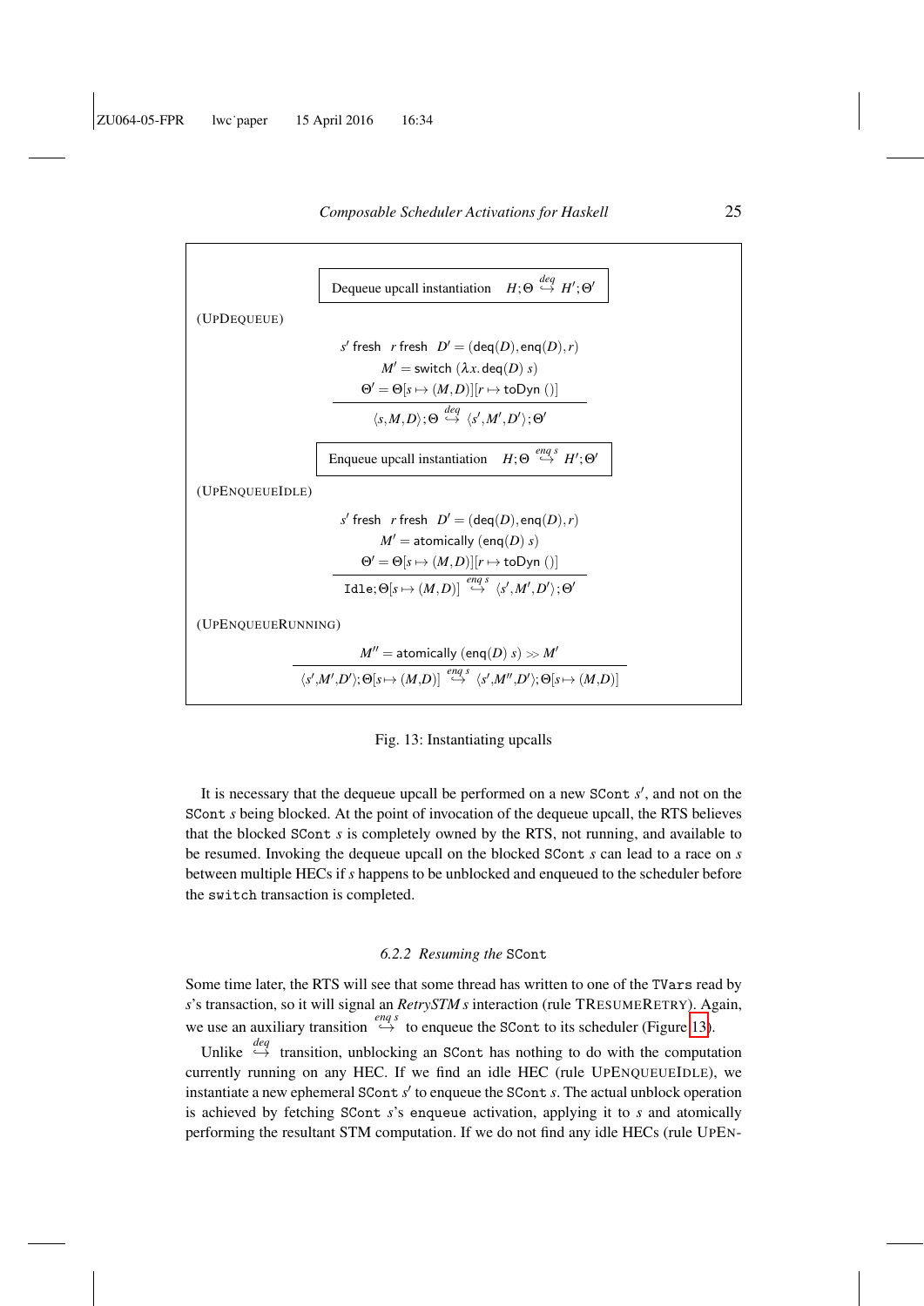**Dequeue upcall instantiation** $\quad H;\Theta \overset{deq}{\hookrightarrow} H';\Theta'$

(UPDEQUEUE)

$$\frac{\begin{array}{c} s' \text{ fresh} \quad r \text{ fresh} \quad D' = (\mathsf{deq}(D), \mathsf{enq}(D), r) \\ M' = \mathsf{switch}\ (\lambda x. \mathsf{deq}(D)\ s) \\ \Theta' = \Theta[s \mapsto (M,D)][r \mapsto \mathsf{toDyn}\ ()] \end{array}}{\langle s, M, D\rangle ; \Theta \overset{deq}{\hookrightarrow} \langle s', M', D'\rangle ; \Theta'}$$

**Enqueue upcall instantiation** $\quad H;\Theta \overset{enq\ s}{\hookrightarrow} H';\Theta'$

(UPENQUEUEIDLE)

$$\frac{\begin{array}{c} s' \text{ fresh} \quad r \text{ fresh} \quad D' = (\mathsf{deq}(D), \mathsf{enq}(D), r) \\ M' = \mathsf{atomically}\ (\mathsf{enq}(D)\ s) \\ \Theta' = \Theta[s \mapsto (M,D)][r \mapsto \mathsf{toDyn}\ ()] \end{array}}{\mathtt{Idle}; \Theta[s \mapsto (M,D)] \overset{enq\ s}{\hookrightarrow} \langle s', M', D'\rangle ; \Theta'}$$

(UPENQUEUERUNNING)

$$\frac{M'' = \mathsf{atomically}\ (\mathsf{enq}(D)\ s) \gg M'}{\langle s', M', D'\rangle ; \Theta[s \mapsto (M,D)] \overset{enq\ s}{\hookrightarrow} \langle s', M'', D'\rangle ; \Theta[s \mapsto (M,D)]}$$

Fig. 13: Instantiating upcalls

It is necessary that the dequeue upcall be performed on a new `SCont` $s'$, and not on the `SCont` $s$ being blocked. At the point of invocation of the dequeue upcall, the RTS believes that the blocked `SCont` $s$ is completely owned by the RTS, not running, and available to be resumed. Invoking the dequeue upcall on the blocked `SCont` $s$ can lead to a race on $s$ between multiple HECs if $s$ happens to be unblocked and enqueued to the scheduler before the `switch` transaction is completed.

### 6.2.2 *Resuming the* `SCont`

Some time later, the RTS will see that some thread has written to one of the `TVars` read by $s$'s transaction, so it will signal an *RetrySTM s* interaction (rule TRESUMERETRY). Again, we use an auxiliary transition $\overset{enq\ s}{\hookrightarrow}$ to enqueue the `SCont` to its scheduler (Figure 13).

Unlike $\overset{deq}{\hookrightarrow}$ transition, unblocking an `SCont` has nothing to do with the computation currently running on any HEC. If we find an idle HEC (rule UPENQUEUEIDLE), we instantiate a new ephemeral `SCont` $s'$ to enqueue the `SCont` $s$. The actual unblock operation is achieved by fetching `SCont` $s$'s `enqueue` activation, applying it to $s$ and atomically performing the resultant STM computation. If we do not find any idle HECs (rule UPEN-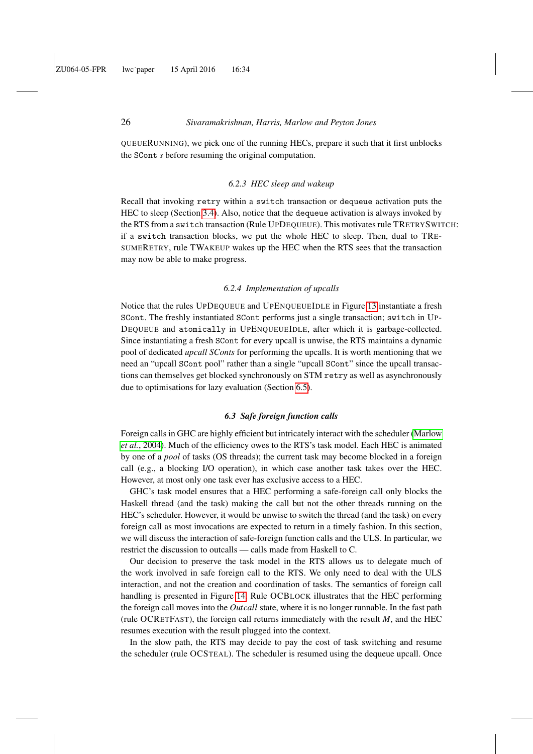QUEUERUNNING), we pick one of the running HECs, prepare it such that it first unblocks the `SCont` $s$ before resuming the original computation.

#### 6.2.3 HEC sleep and wakeup

Recall that invoking `retry` within a `switch` transaction or `dequeue` activation puts the HEC to sleep (Section 3.4). Also, notice that the `dequeue` activation is always invoked by the RTS from a `switch` transaction (Rule UPDEQUEUE). This motivates rule TRETRYSWITCH: if a `switch` transaction blocks, we put the whole HEC to sleep. Then, dual to TRESUMERETRY, rule TWAKEUP wakes up the HEC when the RTS sees that the transaction may now be able to make progress.

#### 6.2.4 Implementation of upcalls

Notice that the rules UPDEQUEUE and UPENQUEUEIDLE in Figure 13 instantiate a fresh `SCont`. The freshly instantiated `SCont` performs just a single transaction; `switch` in UPDEQUEUE and `atomically` in UPENQUEUEIDLE, after which it is garbage-collected. Since instantiating a fresh `SCont` for every upcall is unwise, the RTS maintains a dynamic pool of dedicated *upcall SConts* for performing the upcalls. It is worth mentioning that we need an "upcall `SCont` pool" rather than a single "upcall `SCont`" since the upcall transactions can themselves get blocked synchronously on STM `retry` as well as asynchronously due to optimisations for lazy evaluation (Section 6.5).

### 6.3 Safe foreign function calls

Foreign calls in GHC are highly efficient but intricately interact with the scheduler (Marlow *et al.*, 2004). Much of the efficiency owes to the RTS's task model. Each HEC is animated by one of a *pool* of tasks (OS threads); the current task may become blocked in a foreign call (e.g., a blocking I/O operation), in which case another task takes over the HEC. However, at most only one task ever has exclusive access to a HEC.

GHC's task model ensures that a HEC performing a safe-foreign call only blocks the Haskell thread (and the task) making the call but not the other threads running on the HEC's scheduler. However, it would be unwise to switch the thread (and the task) on every foreign call as most invocations are expected to return in a timely fashion. In this section, we will discuss the interaction of safe-foreign function calls and the ULS. In particular, we restrict the discussion to outcalls — calls made from Haskell to C.

Our decision to preserve the task model in the RTS allows us to delegate much of the work involved in safe foreign call to the RTS. We only need to deal with the ULS interaction, and not the creation and coordination of tasks. The semantics of foreign call handling is presented in Figure 14. Rule OCBLOCK illustrates that the HEC performing the foreign call moves into the *Outcall* state, where it is no longer runnable. In the fast path (rule OCRETFAST), the foreign call returns immediately with the result $M$, and the HEC resumes execution with the result plugged into the context.

In the slow path, the RTS may decide to pay the cost of task switching and resume the scheduler (rule OCSTEAL). The scheduler is resumed using the dequeue upcall. Once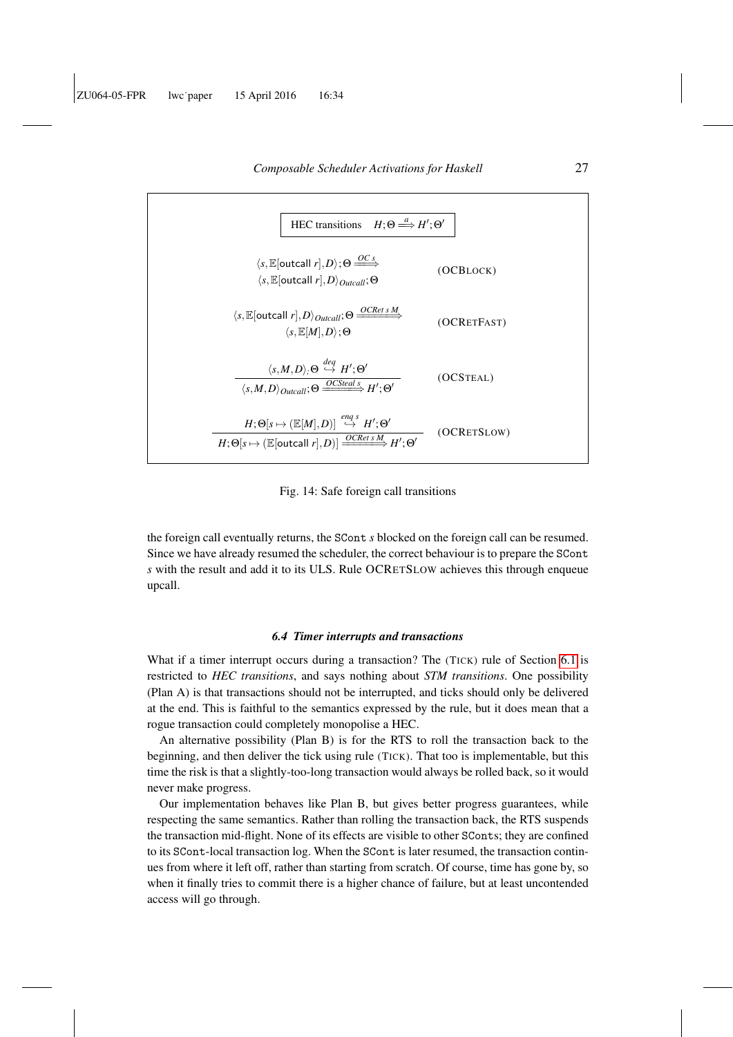**HEC transitions** $H;\Theta \stackrel{a}{\Longrightarrow} H';\Theta'$

$$\langle s, \mathbb{E}[\mathsf{outcall}\ r], D\rangle;\Theta \stackrel{OC\ s}{\Longrightarrow} \langle s, \mathbb{E}[\mathsf{outcall}\ r], D\rangle_{Outcall};\Theta \qquad \text{(OCBLOCK)}$$

$$\langle s, \mathbb{E}[\mathsf{outcall}\ r], D\rangle_{Outcall};\Theta \stackrel{OCRet\ s\ M}{\Longrightarrow} \langle s, \mathbb{E}[M], D\rangle;\Theta \qquad \text{(OCRETFAST)}$$

$$\frac{\langle s, M, D\rangle;\Theta \stackrel{deq}{\hookrightarrow} H';\Theta'}{\langle s, M, D\rangle_{Outcall};\Theta \stackrel{OCSteal\ s}{\Longrightarrow} H';\Theta'} \qquad \text{(OCSTEAL)}$$

$$\frac{H;\Theta[s \mapsto (\mathbb{E}[M], D)] \stackrel{enq\ s}{\hookrightarrow} H';\Theta'}{H;\Theta[s \mapsto (\mathbb{E}[\mathsf{outcall}\ r], D)] \stackrel{OCRet\ s\ M}{\Longrightarrow} H';\Theta'} \qquad \text{(OCRETSLOW)}$$

Fig. 14: Safe foreign call transitions

the foreign call eventually returns, the `SCont` $s$ blocked on the foreign call can be resumed. Since we have already resumed the scheduler, the correct behaviour is to prepare the `SCont` $s$ with the result and add it to its ULS. Rule OCRETSLOW achieves this through enqueue upcall.

### 6.4 Timer interrupts and transactions

What if a timer interrupt occurs during a transaction? The (TICK) rule of Section 6.1 is restricted to *HEC transitions*, and says nothing about *STM transitions*. One possibility (Plan A) is that transactions should not be interrupted, and ticks should only be delivered at the end. This is faithful to the semantics expressed by the rule, but it does mean that a rogue transaction could completely monopolise a HEC.

An alternative possibility (Plan B) is for the RTS to roll the transaction back to the beginning, and then deliver the tick using rule (TICK). That too is implementable, but this time the risk is that a slightly-too-long transaction would always be rolled back, so it would never make progress.

Our implementation behaves like Plan B, but gives better progress guarantees, while respecting the same semantics. Rather than rolling the transaction back, the RTS suspends the transaction mid-flight. None of its effects are visible to other `SCont`s; they are confined to its `SCont`-local transaction log. When the `SCont` is later resumed, the transaction continues from where it left off, rather than starting from scratch. Of course, time has gone by, so when it finally tries to commit there is a higher chance of failure, but at least uncontended access will go through.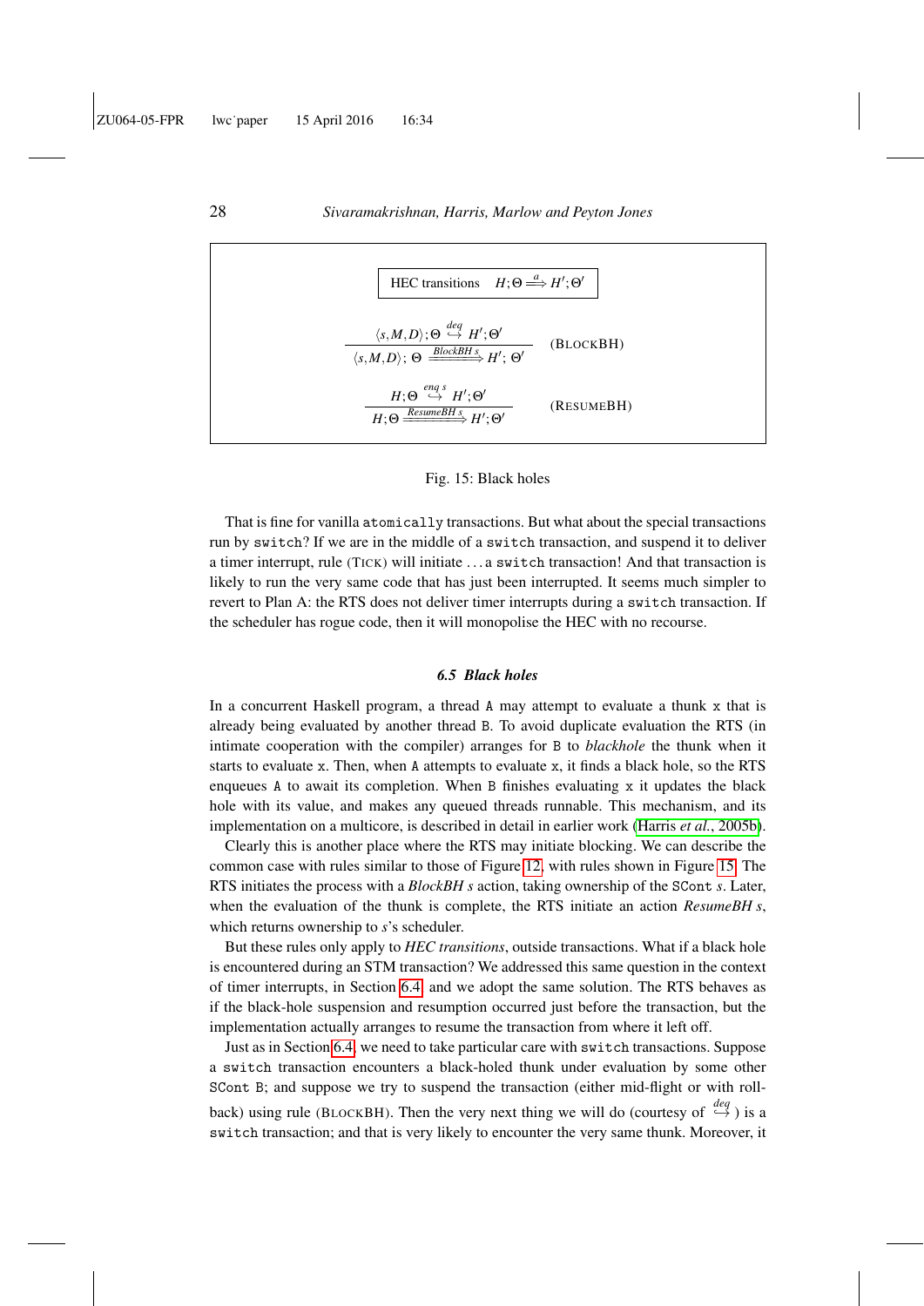HEC transitions $\quad H;\Theta \overset{a}{\Longrightarrow} H';\Theta'$

$$\frac{\langle s,M,D\rangle;\Theta \overset{deq}{\hookrightarrow} H';\Theta'}{\langle s,M,D\rangle;\ \Theta \xRightarrow{BlockBH\ s} H';\ \Theta'} \quad \text{(BLOCKBH)}$$

$$\frac{H;\Theta \overset{enq\ s}{\hookrightarrow} H';\Theta'}{H;\Theta \xRightarrow{ResumeBH\ s} H';\Theta'} \quad \text{(RESUMEBH)}$$

Fig. 15: Black holes

That is fine for vanilla `atomically` transactions. But what about the special transactions run by `switch`? If we are in the middle of a `switch` transaction, and suspend it to deliver a timer interrupt, rule (TICK) will initiate ... a `switch` transaction! And that transaction is likely to run the very same code that has just been interrupted. It seems much simpler to revert to Plan A: the RTS does not deliver timer interrupts during a `switch` transaction. If the scheduler has rogue code, then it will monopolise the HEC with no recourse.

### *6.5 Black holes*

In a concurrent Haskell program, a thread `A` may attempt to evaluate a thunk `x` that is already being evaluated by another thread `B`. To avoid duplicate evaluation the RTS (in intimate cooperation with the compiler) arranges for `B` to *blackhole* the thunk when it starts to evaluate `x`. Then, when `A` attempts to evaluate `x`, it finds a black hole, so the RTS enqueues `A` to await its completion. When `B` finishes evaluating `x` it updates the black hole with its value, and makes any queued threads runnable. This mechanism, and its implementation on a multicore, is described in detail in earlier work (Harris *et al.*, 2005b).

Clearly this is another place where the RTS may initiate blocking. We can describe the common case with rules similar to those of Figure 12, with rules shown in Figure 15. The RTS initiates the process with a *BlockBH s* action, taking ownership of the `SCont` *s*. Later, when the evaluation of the thunk is complete, the RTS initiate an action *ResumeBH s*, which returns ownership to *s*'s scheduler.

But these rules only apply to *HEC transitions*, outside transactions. What if a black hole is encountered during an STM transaction? We addressed this same question in the context of timer interrupts, in Section 6.4, and we adopt the same solution. The RTS behaves as if the black-hole suspension and resumption occurred just before the transaction, but the implementation actually arranges to resume the transaction from where it left off.

Just as in Section 6.4, we need to take particular care with `switch` transactions. Suppose a `switch` transaction encounters a black-holed thunk under evaluation by some other `SCont B`; and suppose we try to suspend the transaction (either mid-flight or with roll-back) using rule (BLOCKBH). Then the very next thing we will do (courtesy of $\overset{deq}{\hookrightarrow}$) is a `switch` transaction; and that is very likely to encounter the very same thunk. Moreover, it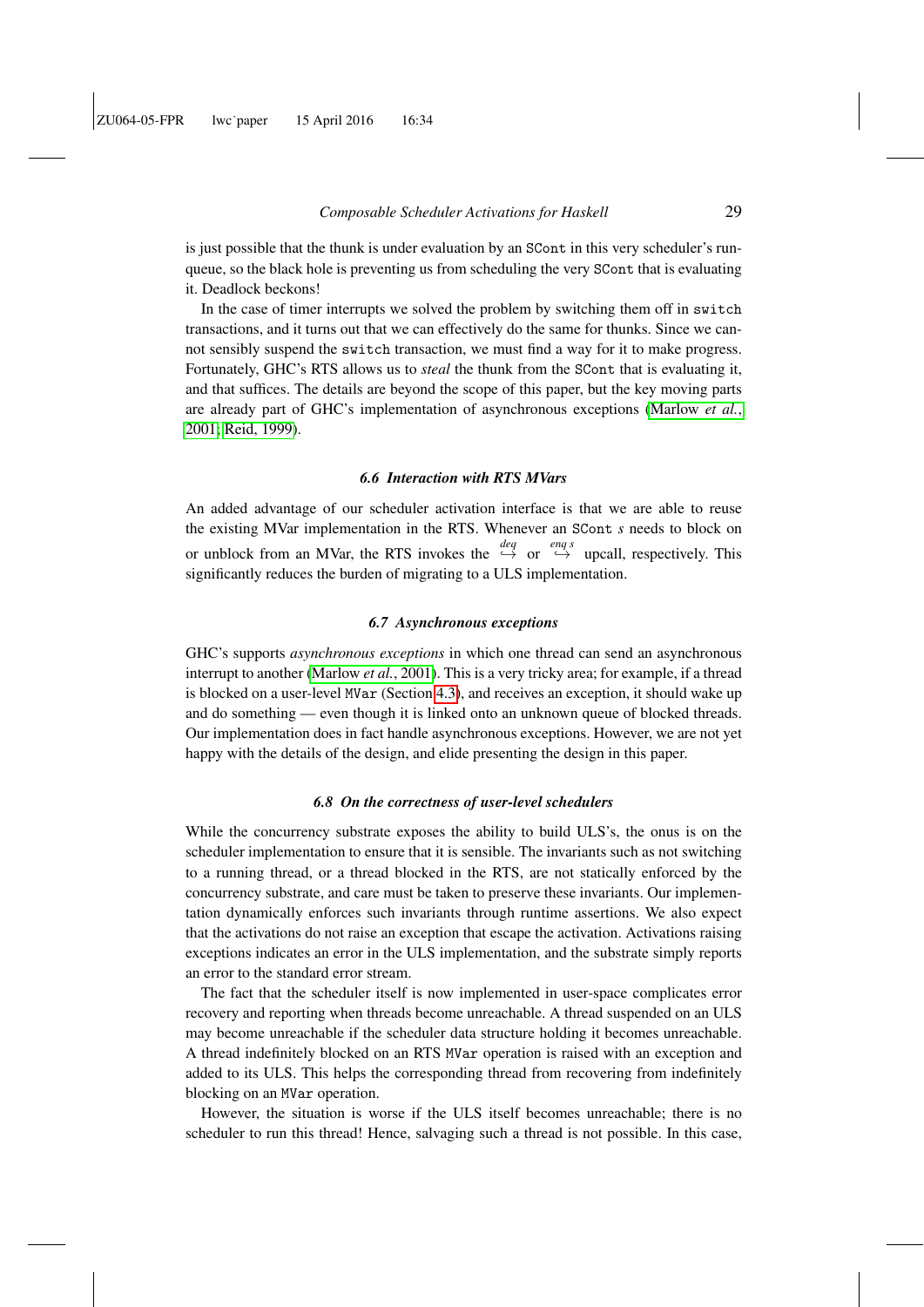is just possible that the thunk is under evaluation by an SCont in this very scheduler's run-queue, so the black hole is preventing us from scheduling the very SCont that is evaluating it. Deadlock beckons!

In the case of timer interrupts we solved the problem by switching them off in switch transactions, and it turns out that we can effectively do the same for thunks. Since we cannot sensibly suspend the switch transaction, we must find a way for it to make progress. Fortunately, GHC's RTS allows us to *steal* the thunk from the SCont that is evaluating it, and that suffices. The details are beyond the scope of this paper, but the key moving parts are already part of GHC's implementation of asynchronous exceptions (Marlow *et al.*, 2001; Reid, 1999).

### 6.6 Interaction with RTS MVars

An added advantage of our scheduler activation interface is that we are able to reuse the existing MVar implementation in the RTS. Whenever an SCont $s$ needs to block on or unblock from an MVar, the RTS invokes the $\overset{deq}{\hookrightarrow}$ or $\overset{enq\ s}{\hookrightarrow}$ upcall, respectively. This significantly reduces the burden of migrating to a ULS implementation.

### 6.7 Asynchronous exceptions

GHC's supports *asynchronous exceptions* in which one thread can send an asynchronous interrupt to another (Marlow *et al.*, 2001). This is a very tricky area; for example, if a thread is blocked on a user-level MVar (Section 4.3), and receives an exception, it should wake up and do something — even though it is linked onto an unknown queue of blocked threads. Our implementation does in fact handle asynchronous exceptions. However, we are not yet happy with the details of the design, and elide presenting the design in this paper.

### 6.8 On the correctness of user-level schedulers

While the concurrency substrate exposes the ability to build ULS's, the onus is on the scheduler implementation to ensure that it is sensible. The invariants such as not switching to a running thread, or a thread blocked in the RTS, are not statically enforced by the concurrency substrate, and care must be taken to preserve these invariants. Our implementation dynamically enforces such invariants through runtime assertions. We also expect that the activations do not raise an exception that escape the activation. Activations raising exceptions indicates an error in the ULS implementation, and the substrate simply reports an error to the standard error stream.

The fact that the scheduler itself is now implemented in user-space complicates error recovery and reporting when threads become unreachable. A thread suspended on an ULS may become unreachable if the scheduler data structure holding it becomes unreachable. A thread indefinitely blocked on an RTS MVar operation is raised with an exception and added to its ULS. This helps the corresponding thread from recovering from indefinitely blocking on an MVar operation.

However, the situation is worse if the ULS itself becomes unreachable; there is no scheduler to run this thread! Hence, salvaging such a thread is not possible. In this case,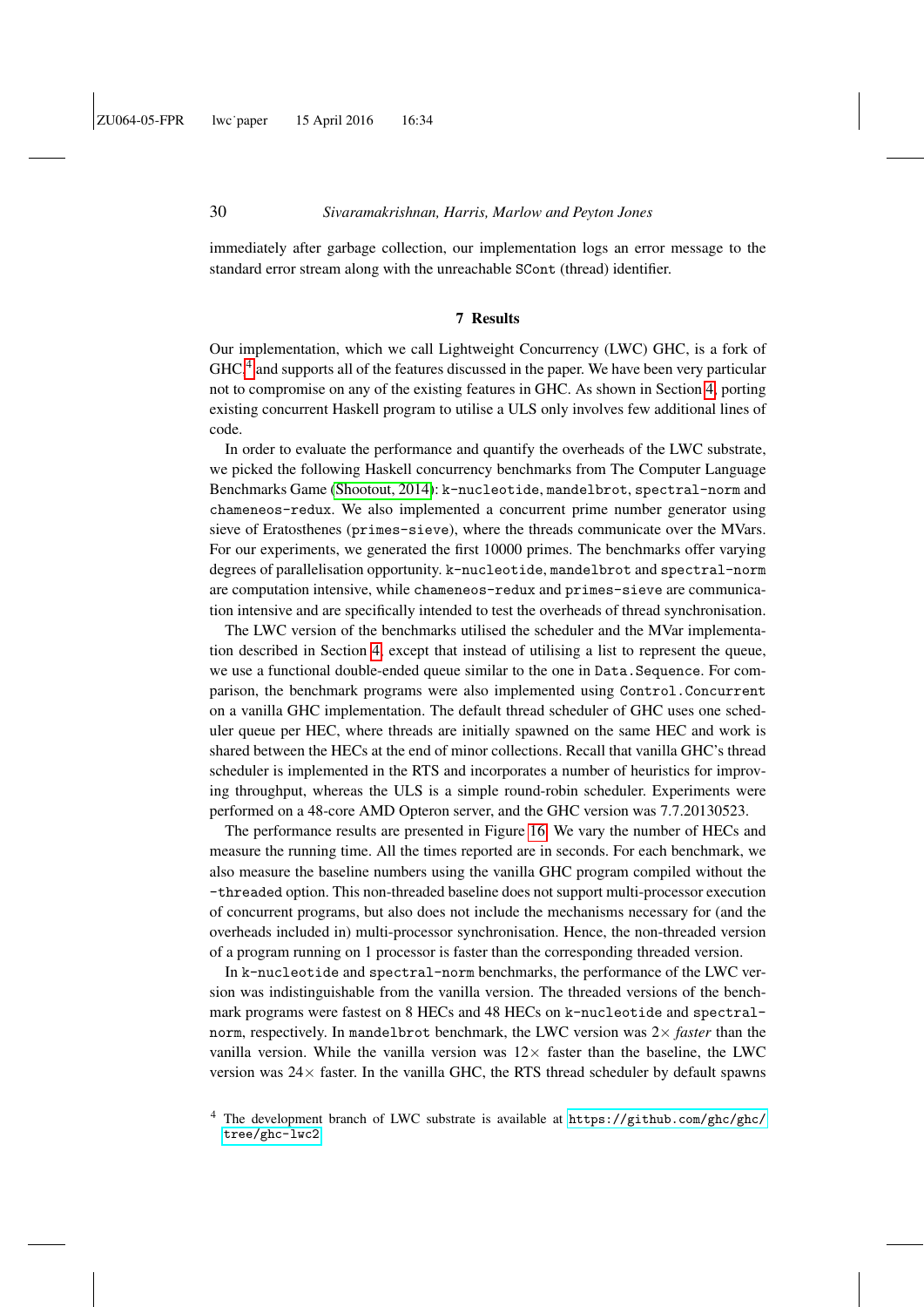immediately after garbage collection, our implementation logs an error message to the standard error stream along with the unreachable `SCont` (thread) identifier.

## 7 Results

Our implementation, which we call Lightweight Concurrency (LWC) GHC, is a fork of GHC[4] and supports all of the features discussed in the paper. We have been very particular not to compromise on any of the existing features in GHC. As shown in Section 4, porting existing concurrent Haskell program to utilise a ULS only involves few additional lines of code.

In order to evaluate the performance and quantify the overheads of the LWC substrate, we picked the following Haskell concurrency benchmarks from The Computer Language Benchmarks Game (Shootout, 2014): `k-nucleotide`, `mandelbrot`, `spectral-norm` and `chameneos-redux`. We also implemented a concurrent prime number generator using sieve of Eratosthenes (`primes-sieve`), where the threads communicate over the MVars. For our experiments, we generated the first 10000 primes. The benchmarks offer varying degrees of parallelisation opportunity. `k-nucleotide`, `mandelbrot` and `spectral-norm` are computation intensive, while `chameneos-redux` and `primes-sieve` are communication intensive and are specifically intended to test the overheads of thread synchronisation.

The LWC version of the benchmarks utilised the scheduler and the MVar implementation described in Section 4, except that instead of utilising a list to represent the queue, we use a functional double-ended queue similar to the one in `Data.Sequence`. For comparison, the benchmark programs were also implemented using `Control.Concurrent` on a vanilla GHC implementation. The default thread scheduler of GHC uses one scheduler queue per HEC, where threads are initially spawned on the same HEC and work is shared between the HECs at the end of minor collections. Recall that vanilla GHC's thread scheduler is implemented in the RTS and incorporates a number of heuristics for improving throughput, whereas the ULS is a simple round-robin scheduler. Experiments were performed on a 48-core AMD Opteron server, and the GHC version was 7.7.20130523.

The performance results are presented in Figure 16. We vary the number of HECs and measure the running time. All the times reported are in seconds. For each benchmark, we also measure the baseline numbers using the vanilla GHC program compiled without the `-threaded` option. This non-threaded baseline does not support multi-processor execution of concurrent programs, but also does not include the mechanisms necessary for (and the overheads included in) multi-processor synchronisation. Hence, the non-threaded version of a program running on 1 processor is faster than the corresponding threaded version.

In `k-nucleotide` and `spectral-norm` benchmarks, the performance of the LWC version was indistinguishable from the vanilla version. The threaded versions of the benchmark programs were fastest on 8 HECs and 48 HECs on `k-nucleotide` and `spectral-norm`, respectively. In `mandelbrot` benchmark, the LWC version was $2\times$ *faster* than the vanilla version. While the vanilla version was $12\times$ faster than the baseline, the LWC version was $24\times$ faster. In the vanilla GHC, the RTS thread scheduler by default spawns

[4] The development branch of LWC substrate is available at https://github.com/ghc/ghc/tree/ghc-lwc2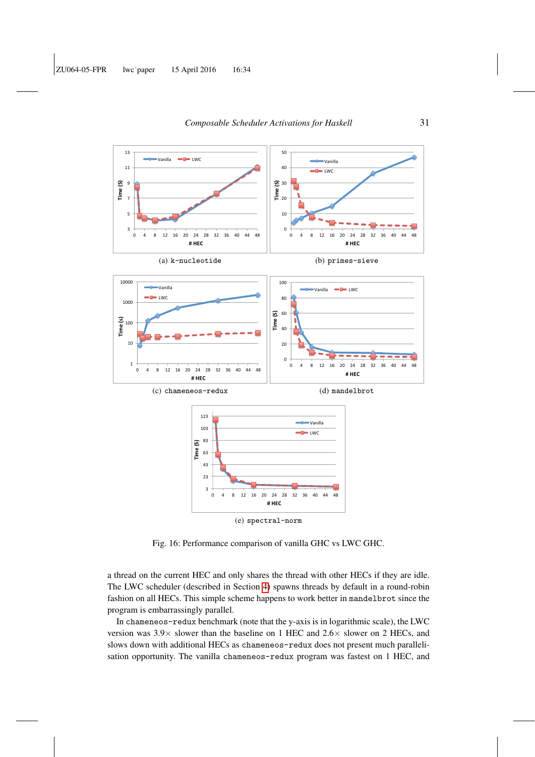13
11
9
7
5
3
Time (S)
0 4 8 12 16 20 24 28 32 36 40 44 48
# HEC
Vanilla
LWC

(a) k-nucleotide

50
40
30
20
10
0
Time (S)
0 4 8 12 16 20 24 28 32 36 40 44 48
# HEC
Vanilla
LWC

(b) primes-sieve

10000
1000
100
10
1
Time (s)
0 4 8 12 16 20 24 28 32 36 40 44 48
# HEC
Vanilla
LWC

(c) chameneos-redux

100
80
60
40
20
0
Time (S)
0 4 8 12 16 20 24 28 32 36 40 44 48
# HEC
Vanilla
LWC

(d) mandelbrot

123
103
83
63
43
23
3
Time (S)
0 4 8 12 16 20 24 28 32 36 40 44 48
# HEC
Vanilla
LWC

(e) spectral-norm

Fig. 16: Performance comparison of vanilla GHC vs LWC GHC.

a thread on the current HEC and only shares the thread with other HECs if they are idle. The LWC scheduler (described in Section 4) spawns threads by default in a round-robin fashion on all HECs. This simple scheme happens to work better in mandelbrot since the program is embarrassingly parallel.

In chameneos-redux benchmark (note that the y-axis is in logarithmic scale), the LWC version was $3.9\times$ slower than the baseline on 1 HEC and $2.6\times$ slower on 2 HECs, and slows down with additional HECs as chameneos-redux does not present much parallelisation opportunity. The vanilla chameneos-redux program was fastest on 1 HEC, and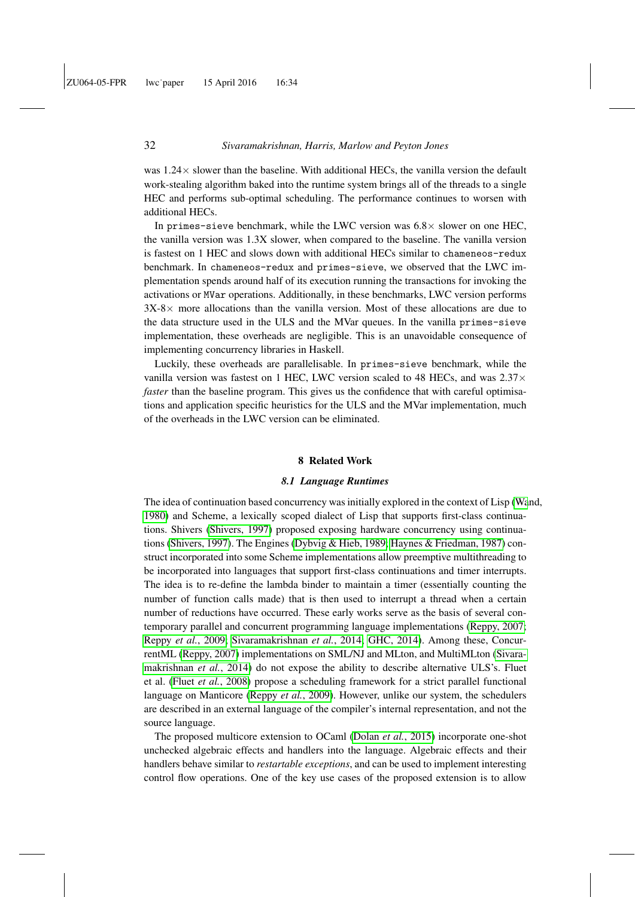was 1.24× slower than the baseline. With additional HECs, the vanilla version the default work-stealing algorithm baked into the runtime system brings all of the threads to a single HEC and performs sub-optimal scheduling. The performance continues to worsen with additional HECs.

In `primes-sieve` benchmark, while the LWC version was 6.8× slower on one HEC, the vanilla version was 1.3X slower, when compared to the baseline. The vanilla version is fastest on 1 HEC and slows down with additional HECs similar to `chameneos-redux` benchmark. In `chameneos-redux` and `primes-sieve`, we observed that the LWC implementation spends around half of its execution running the transactions for invoking the activations or `MVar` operations. Additionally, in these benchmarks, LWC version performs 3X-8× more allocations than the vanilla version. Most of these allocations are due to the data structure used in the ULS and the MVar queues. In the vanilla `primes-sieve` implementation, these overheads are negligible. This is an unavoidable consequence of implementing concurrency libraries in Haskell.

Luckily, these overheads are parallelisable. In `primes-sieve` benchmark, while the vanilla version was fastest on 1 HEC, LWC version scaled to 48 HECs, and was 2.37× *faster* than the baseline program. This gives us the confidence that with careful optimisations and application specific heuristics for the ULS and the MVar implementation, much of the overheads in the LWC version can be eliminated.

## 8 Related Work

### *8.1 Language Runtimes*

The idea of continuation based concurrency was initially explored in the context of Lisp (Wand, 1980) and Scheme, a lexically scoped dialect of Lisp that supports first-class continuations. Shivers (Shivers, 1997) proposed exposing hardware concurrency using continuations (Shivers, 1997). The Engines (Dybvig & Hieb, 1989; Haynes & Friedman, 1987) construct incorporated into some Scheme implementations allow preemptive multithreading to be incorporated into languages that support first-class continuations and timer interrupts. The idea is to re-define the lambda binder to maintain a timer (essentially counting the number of function calls made) that is then used to interrupt a thread when a certain number of reductions have occurred. These early works serve as the basis of several contemporary parallel and concurrent programming language implementations (Reppy, 2007; Reppy *et al.*, 2009; Sivaramakrishnan *et al.*, 2014; GHC, 2014). Among these, ConcurrentML (Reppy, 2007) implementations on SML/NJ and MLton, and MultiMLton (Sivaramakrishnan *et al.*, 2014) do not expose the ability to describe alternative ULS's. Fluet et al. (Fluet *et al.*, 2008) propose a scheduling framework for a strict parallel functional language on Manticore (Reppy *et al.*, 2009). However, unlike our system, the schedulers are described in an external language of the compiler's internal representation, and not the source language.

The proposed multicore extension to OCaml (Dolan *et al.*, 2015) incorporate one-shot unchecked algebraic effects and handlers into the language. Algebraic effects and their handlers behave similar to *restartable exceptions*, and can be used to implement interesting control flow operations. One of the key use cases of the proposed extension is to allow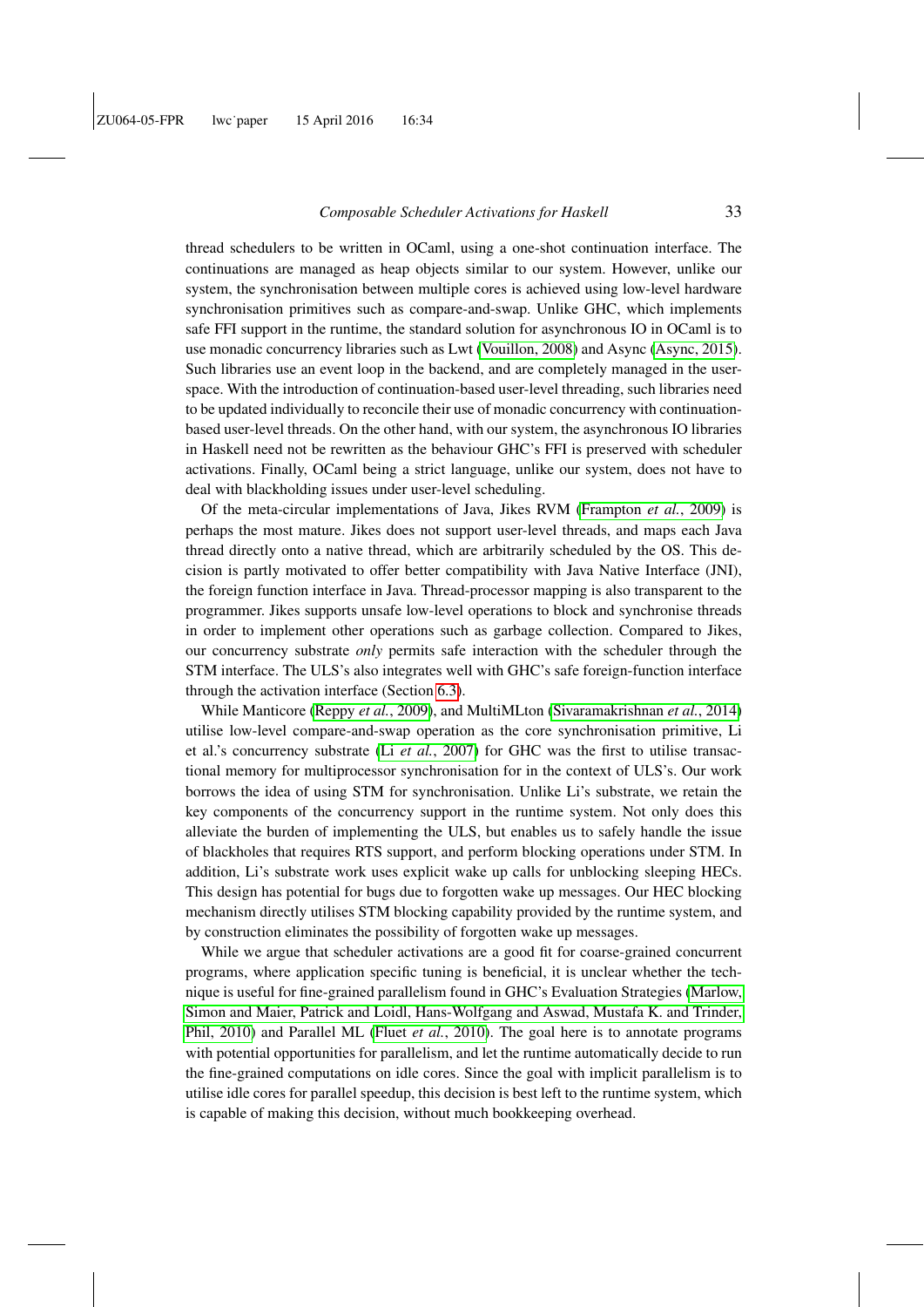thread schedulers to be written in OCaml, using a one-shot continuation interface. The continuations are managed as heap objects similar to our system. However, unlike our system, the synchronisation between multiple cores is achieved using low-level hardware synchronisation primitives such as compare-and-swap. Unlike GHC, which implements safe FFI support in the runtime, the standard solution for asynchronous IO in OCaml is to use monadic concurrency libraries such as Lwt (Vouillon, 2008) and Async (Async, 2015). Such libraries use an event loop in the backend, and are completely managed in the user-space. With the introduction of continuation-based user-level threading, such libraries need to be updated individually to reconcile their use of monadic concurrency with continuation-based user-level threads. On the other hand, with our system, the asynchronous IO libraries in Haskell need not be rewritten as the behaviour GHC's FFI is preserved with scheduler activations. Finally, OCaml being a strict language, unlike our system, does not have to deal with blackholding issues under user-level scheduling.

Of the meta-circular implementations of Java, Jikes RVM (Frampton *et al.*, 2009) is perhaps the most mature. Jikes does not support user-level threads, and maps each Java thread directly onto a native thread, which are arbitrarily scheduled by the OS. This decision is partly motivated to offer better compatibility with Java Native Interface (JNI), the foreign function interface in Java. Thread-processor mapping is also transparent to the programmer. Jikes supports unsafe low-level operations to block and synchronise threads in order to implement other operations such as garbage collection. Compared to Jikes, our concurrency substrate *only* permits safe interaction with the scheduler through the STM interface. The ULS's also integrates well with GHC's safe foreign-function interface through the activation interface (Section 6.3).

While Manticore (Reppy *et al.*, 2009), and MultiMLton (Sivaramakrishnan *et al.*, 2014) utilise low-level compare-and-swap operation as the core synchronisation primitive, Li et al.'s concurrency substrate (Li *et al.*, 2007) for GHC was the first to utilise transactional memory for multiprocessor synchronisation for in the context of ULS's. Our work borrows the idea of using STM for synchronisation. Unlike Li's substrate, we retain the key components of the concurrency support in the runtime system. Not only does this alleviate the burden of implementing the ULS, but enables us to safely handle the issue of blackholes that requires RTS support, and perform blocking operations under STM. In addition, Li's substrate work uses explicit wake up calls for unblocking sleeping HECs. This design has potential for bugs due to forgotten wake up messages. Our HEC blocking mechanism directly utilises STM blocking capability provided by the runtime system, and by construction eliminates the possibility of forgotten wake up messages.

While we argue that scheduler activations are a good fit for coarse-grained concurrent programs, where application specific tuning is beneficial, it is unclear whether the technique is useful for fine-grained parallelism found in GHC's Evaluation Strategies (Marlow, Simon and Maier, Patrick and Loidl, Hans-Wolfgang and Aswad, Mustafa K. and Trinder, Phil, 2010) and Parallel ML (Fluet *et al.*, 2010). The goal here is to annotate programs with potential opportunities for parallelism, and let the runtime automatically decide to run the fine-grained computations on idle cores. Since the goal with implicit parallelism is to utilise idle cores for parallel speedup, this decision is best left to the runtime system, which is capable of making this decision, without much bookkeeping overhead.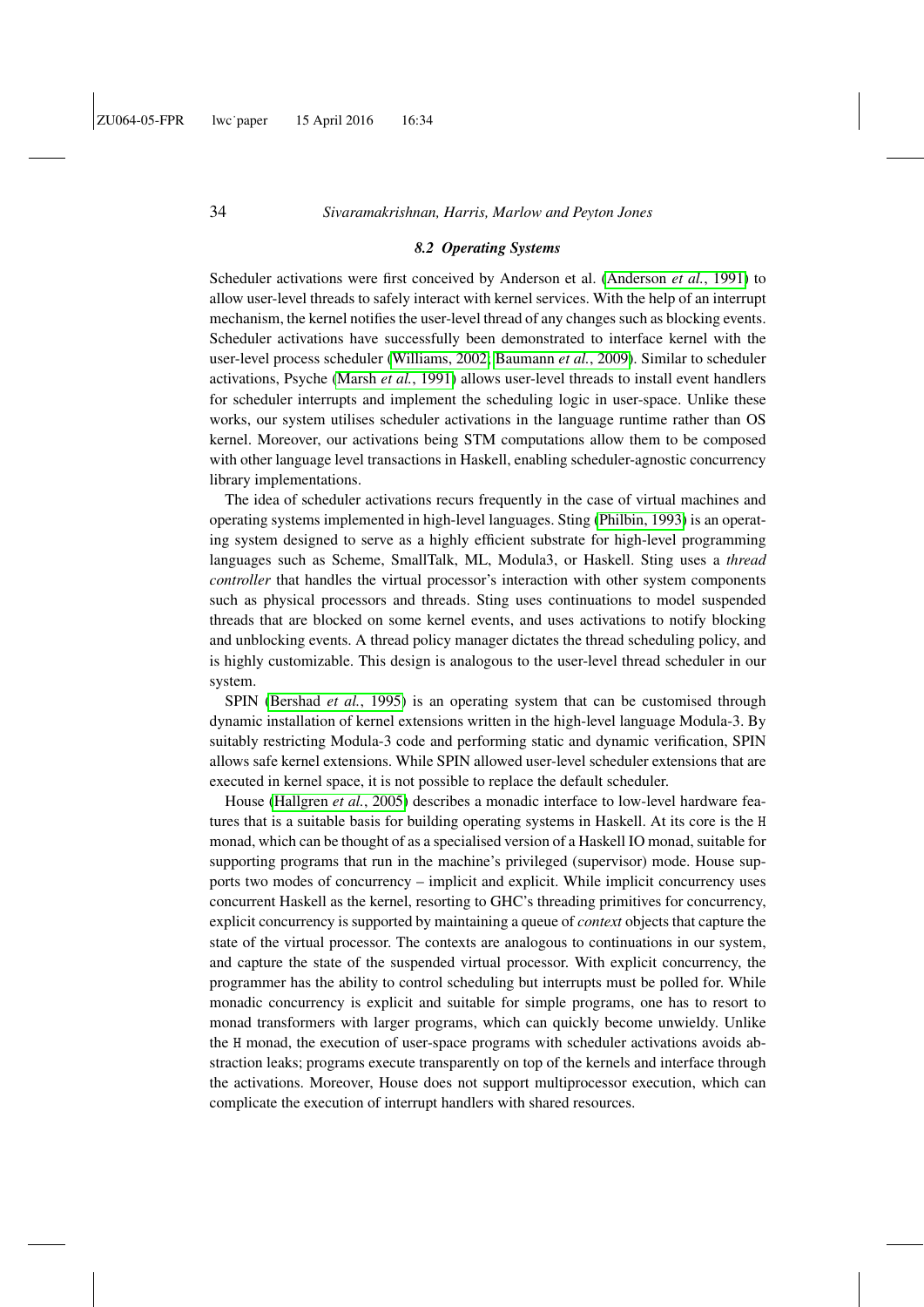### 8.2 *Operating Systems*

Scheduler activations were first conceived by Anderson et al. (Anderson *et al.*, 1991) to allow user-level threads to safely interact with kernel services. With the help of an interrupt mechanism, the kernel notifies the user-level thread of any changes such as blocking events. Scheduler activations have successfully been demonstrated to interface kernel with the user-level process scheduler (Williams, 2002; Baumann *et al.*, 2009). Similar to scheduler activations, Psyche (Marsh *et al.*, 1991) allows user-level threads to install event handlers for scheduler interrupts and implement the scheduling logic in user-space. Unlike these works, our system utilises scheduler activations in the language runtime rather than OS kernel. Moreover, our activations being STM computations allow them to be composed with other language level transactions in Haskell, enabling scheduler-agnostic concurrency library implementations.

The idea of scheduler activations recurs frequently in the case of virtual machines and operating systems implemented in high-level languages. Sting (Philbin, 1993) is an operating system designed to serve as a highly efficient substrate for high-level programming languages such as Scheme, SmallTalk, ML, Modula3, or Haskell. Sting uses a *thread controller* that handles the virtual processor's interaction with other system components such as physical processors and threads. Sting uses continuations to model suspended threads that are blocked on some kernel events, and uses activations to notify blocking and unblocking events. A thread policy manager dictates the thread scheduling policy, and is highly customizable. This design is analogous to the user-level thread scheduler in our system.

SPIN (Bershad *et al.*, 1995) is an operating system that can be customised through dynamic installation of kernel extensions written in the high-level language Modula-3. By suitably restricting Modula-3 code and performing static and dynamic verification, SPIN allows safe kernel extensions. While SPIN allowed user-level scheduler extensions that are executed in kernel space, it is not possible to replace the default scheduler.

House (Hallgren *et al.*, 2005) describes a monadic interface to low-level hardware features that is a suitable basis for building operating systems in Haskell. At its core is the `H` monad, which can be thought of as a specialised version of a Haskell IO monad, suitable for supporting programs that run in the machine's privileged (supervisor) mode. House supports two modes of concurrency – implicit and explicit. While implicit concurrency uses concurrent Haskell as the kernel, resorting to GHC's threading primitives for concurrency, explicit concurrency is supported by maintaining a queue of *context* objects that capture the state of the virtual processor. The contexts are analogous to continuations in our system, and capture the state of the suspended virtual processor. With explicit concurrency, the programmer has the ability to control scheduling but interrupts must be polled for. While monadic concurrency is explicit and suitable for simple programs, one has to resort to monad transformers with larger programs, which can quickly become unwieldy. Unlike the `H` monad, the execution of user-space programs with scheduler activations avoids abstraction leaks; programs execute transparently on top of the kernels and interface through the activations. Moreover, House does not support multiprocessor execution, which can complicate the execution of interrupt handlers with shared resources.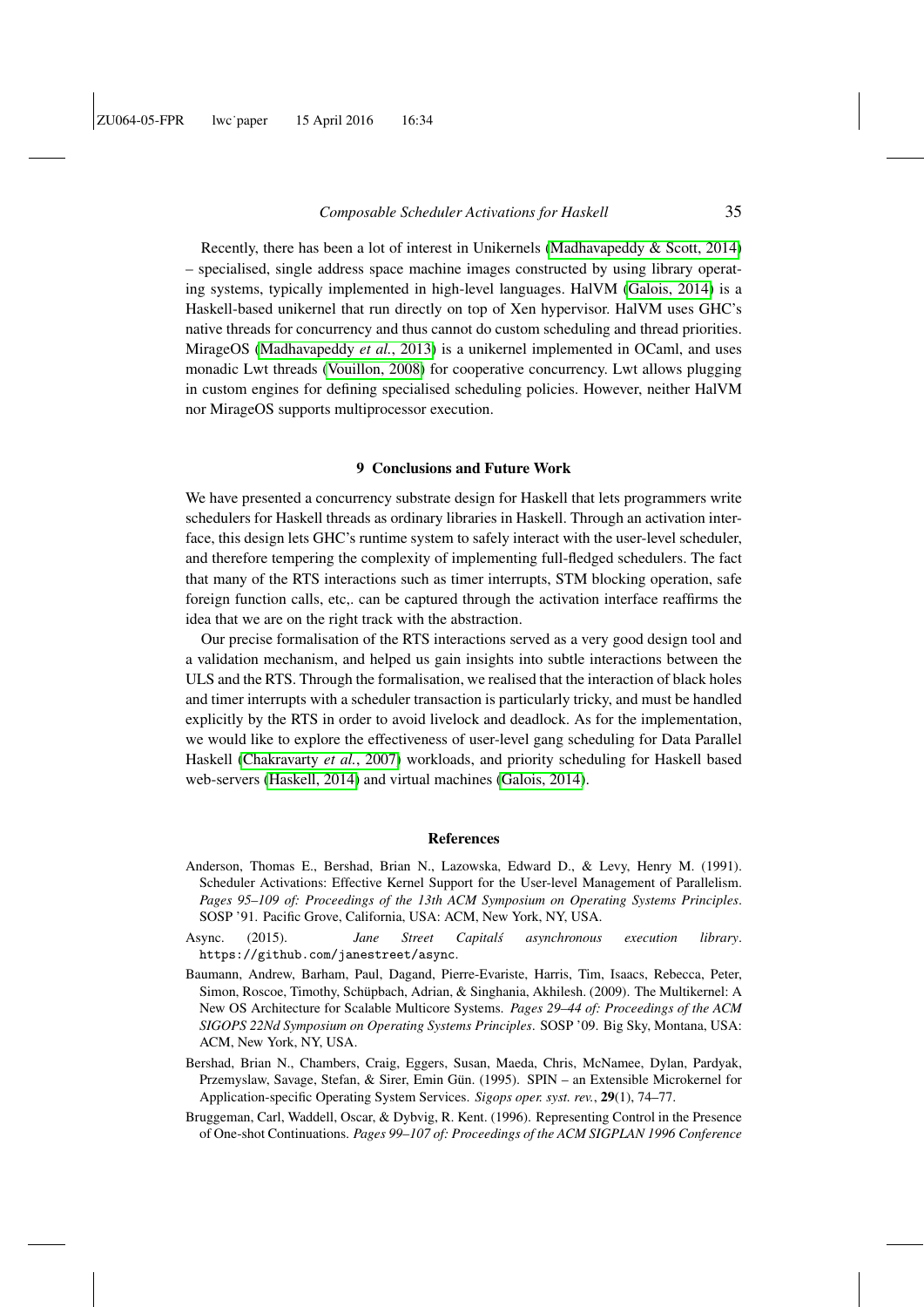Recently, there has been a lot of interest in Unikernels (Madhavapeddy & Scott, 2014) – specialised, single address space machine images constructed by using library operating systems, typically implemented in high-level languages. HalVM (Galois, 2014) is a Haskell-based unikernel that run directly on top of Xen hypervisor. HalVM uses GHC's native threads for concurrency and thus cannot do custom scheduling and thread priorities. MirageOS (Madhavapeddy *et al.*, 2013) is a unikernel implemented in OCaml, and uses monadic Lwt threads (Vouillon, 2008) for cooperative concurrency. Lwt allows plugging in custom engines for defining specialised scheduling policies. However, neither HalVM nor MirageOS supports multiprocessor execution.

## 9 Conclusions and Future Work

We have presented a concurrency substrate design for Haskell that lets programmers write schedulers for Haskell threads as ordinary libraries in Haskell. Through an activation interface, this design lets GHC's runtime system to safely interact with the user-level scheduler, and therefore tempering the complexity of implementing full-fledged schedulers. The fact that many of the RTS interactions such as timer interrupts, STM blocking operation, safe foreign function calls, etc,. can be captured through the activation interface reaffirms the idea that we are on the right track with the abstraction.

Our precise formalisation of the RTS interactions served as a very good design tool and a validation mechanism, and helped us gain insights into subtle interactions between the ULS and the RTS. Through the formalisation, we realised that the interaction of black holes and timer interrupts with a scheduler transaction is particularly tricky, and must be handled explicitly by the RTS in order to avoid livelock and deadlock. As for the implementation, we would like to explore the effectiveness of user-level gang scheduling for Data Parallel Haskell (Chakravarty *et al.*, 2007) workloads, and priority scheduling for Haskell based web-servers (Haskell, 2014) and virtual machines (Galois, 2014).

## References

Anderson, Thomas E., Bershad, Brian N., Lazowska, Edward D., & Levy, Henry M. (1991). Scheduler Activations: Effective Kernel Support for the User-level Management of Parallelism. *Pages 95–109 of: Proceedings of the 13th ACM Symposium on Operating Systems Principles*. SOSP '91. Pacific Grove, California, USA: ACM, New York, NY, USA.

Async. (2015). *Jane Street Capitalś asynchronous execution library*. `https://github.com/janestreet/async`.

Baumann, Andrew, Barham, Paul, Dagand, Pierre-Evariste, Harris, Tim, Isaacs, Rebecca, Peter, Simon, Roscoe, Timothy, Schüpbach, Adrian, & Singhania, Akhilesh. (2009). The Multikernel: A New OS Architecture for Scalable Multicore Systems. *Pages 29–44 of: Proceedings of the ACM SIGOPS 22Nd Symposium on Operating Systems Principles*. SOSP '09. Big Sky, Montana, USA: ACM, New York, NY, USA.

Bershad, Brian N., Chambers, Craig, Eggers, Susan, Maeda, Chris, McNamee, Dylan, Pardyak, Przemyslaw, Savage, Stefan, & Sirer, Emin Gün. (1995). SPIN – an Extensible Microkernel for Application-specific Operating System Services. *Sigops oper. syst. rev.*, **29**(1), 74–77.

Bruggeman, Carl, Waddell, Oscar, & Dybvig, R. Kent. (1996). Representing Control in the Presence of One-shot Continuations. *Pages 99–107 of: Proceedings of the ACM SIGPLAN 1996 Conference*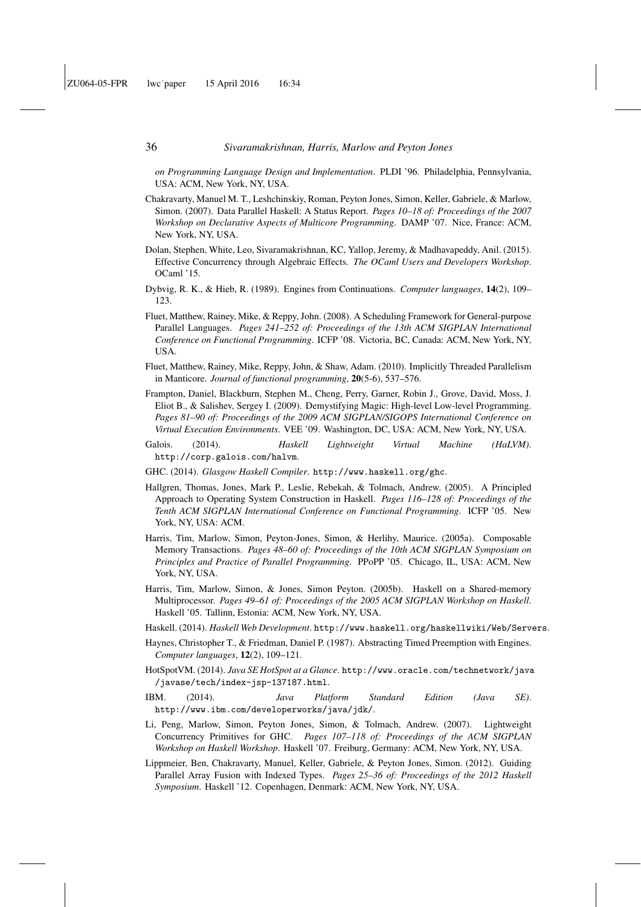*on Programming Language Design and Implementation*. PLDI '96. Philadelphia, Pennsylvania, USA: ACM, New York, NY, USA.

Chakravarty, Manuel M. T., Leshchinskiy, Roman, Peyton Jones, Simon, Keller, Gabriele, & Marlow, Simon. (2007). Data Parallel Haskell: A Status Report. *Pages 10–18 of: Proceedings of the 2007 Workshop on Declarative Aspects of Multicore Programming*. DAMP '07. Nice, France: ACM, New York, NY, USA.

Dolan, Stephen, White, Leo, Sivaramakrishnan, KC, Yallop, Jeremy, & Madhavapeddy, Anil. (2015). Effective Concurrency through Algebraic Effects. *The OCaml Users and Developers Workshop*. OCaml '15.

Dybvig, R. K., & Hieb, R. (1989). Engines from Continuations. *Computer languages*, **14**(2), 109–123.

Fluet, Matthew, Rainey, Mike, & Reppy, John. (2008). A Scheduling Framework for General-purpose Parallel Languages. *Pages 241–252 of: Proceedings of the 13th ACM SIGPLAN International Conference on Functional Programming*. ICFP '08. Victoria, BC, Canada: ACM, New York, NY, USA.

Fluet, Matthew, Rainey, Mike, Reppy, John, & Shaw, Adam. (2010). Implicitly Threaded Parallelism in Manticore. *Journal of functional programming*, **20**(5-6), 537–576.

Frampton, Daniel, Blackburn, Stephen M., Cheng, Perry, Garner, Robin J., Grove, David, Moss, J. Eliot B., & Salishev, Sergey I. (2009). Demystifying Magic: High-level Low-level Programming. *Pages 81–90 of: Proceedings of the 2009 ACM SIGPLAN/SIGOPS International Conference on Virtual Execution Environments*. VEE '09. Washington, DC, USA: ACM, New York, NY, USA.

Galois. (2014). *Haskell Lightweight Virtual Machine (HaLVM)*. `http://corp.galois.com/halvm`.

GHC. (2014). *Glasgow Haskell Compiler*. `http://www.haskell.org/ghc`.

Hallgren, Thomas, Jones, Mark P., Leslie, Rebekah, & Tolmach, Andrew. (2005). A Principled Approach to Operating System Construction in Haskell. *Pages 116–128 of: Proceedings of the Tenth ACM SIGPLAN International Conference on Functional Programming*. ICFP '05. New York, NY, USA: ACM.

Harris, Tim, Marlow, Simon, Peyton-Jones, Simon, & Herlihy, Maurice. (2005a). Composable Memory Transactions. *Pages 48–60 of: Proceedings of the 10th ACM SIGPLAN Symposium on Principles and Practice of Parallel Programming*. PPoPP '05. Chicago, IL, USA: ACM, New York, NY, USA.

Harris, Tim, Marlow, Simon, & Jones, Simon Peyton. (2005b). Haskell on a Shared-memory Multiprocessor. *Pages 49–61 of: Proceedings of the 2005 ACM SIGPLAN Workshop on Haskell*. Haskell '05. Tallinn, Estonia: ACM, New York, NY, USA.

Haskell. (2014). *Haskell Web Development*. `http://www.haskell.org/haskellwiki/Web/Servers`.

Haynes, Christopher T., & Friedman, Daniel P. (1987). Abstracting Timed Preemption with Engines. *Computer languages*, **12**(2), 109–121.

HotSpotVM. (2014). *Java SE HotSpot at a Glance*. `http://www.oracle.com/technetwork/java/javase/tech/index-jsp-137187.html`.

IBM. (2014). *Java Platform Standard Edition (Java SE)*. `http://www.ibm.com/developerworks/java/jdk/`.

Li, Peng, Marlow, Simon, Peyton Jones, Simon, & Tolmach, Andrew. (2007). Lightweight Concurrency Primitives for GHC. *Pages 107–118 of: Proceedings of the ACM SIGPLAN Workshop on Haskell Workshop*. Haskell '07. Freiburg, Germany: ACM, New York, NY, USA.

Lippmeier, Ben, Chakravarty, Manuel, Keller, Gabriele, & Peyton Jones, Simon. (2012). Guiding Parallel Array Fusion with Indexed Types. *Pages 25–36 of: Proceedings of the 2012 Haskell Symposium*. Haskell '12. Copenhagen, Denmark: ACM, New York, NY, USA.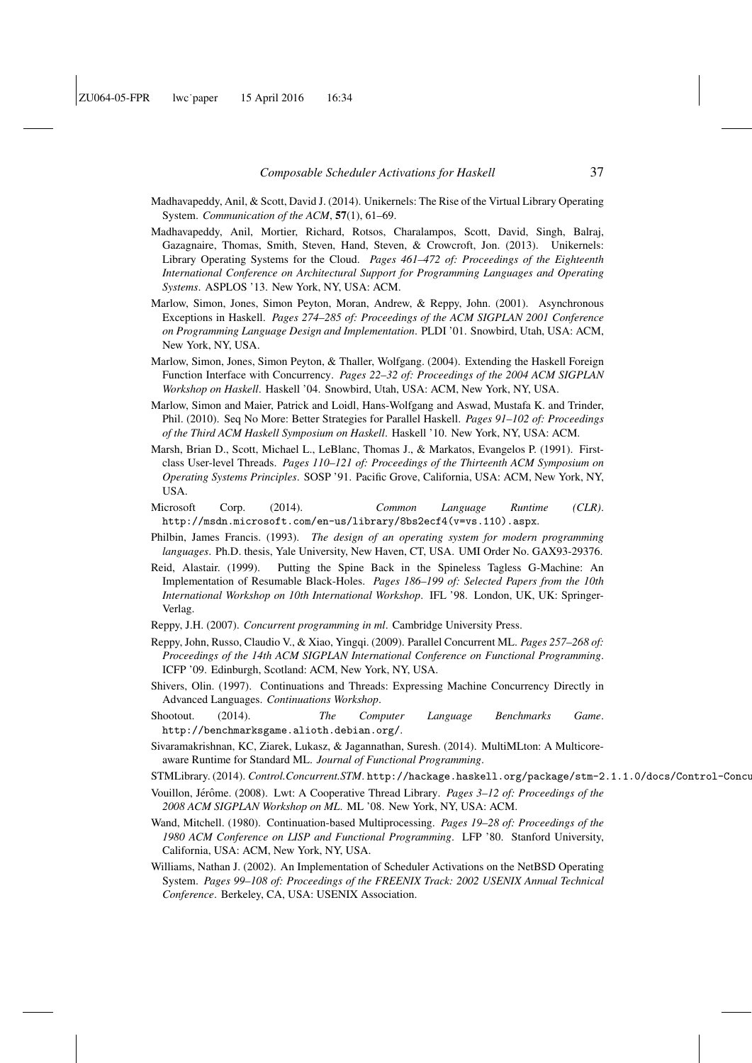Madhavapeddy, Anil, & Scott, David J. (2014). Unikernels: The Rise of the Virtual Library Operating System. *Communication of the ACM*, **57**(1), 61–69.

Madhavapeddy, Anil, Mortier, Richard, Rotsos, Charalampos, Scott, David, Singh, Balraj, Gazagnaire, Thomas, Smith, Steven, Hand, Steven, & Crowcroft, Jon. (2013). Unikernels: Library Operating Systems for the Cloud. *Pages 461–472 of: Proceedings of the Eighteenth International Conference on Architectural Support for Programming Languages and Operating Systems*. ASPLOS '13. New York, NY, USA: ACM.

Marlow, Simon, Jones, Simon Peyton, Moran, Andrew, & Reppy, John. (2001). Asynchronous Exceptions in Haskell. *Pages 274–285 of: Proceedings of the ACM SIGPLAN 2001 Conference on Programming Language Design and Implementation*. PLDI '01. Snowbird, Utah, USA: ACM, New York, NY, USA.

Marlow, Simon, Jones, Simon Peyton, & Thaller, Wolfgang. (2004). Extending the Haskell Foreign Function Interface with Concurrency. *Pages 22–32 of: Proceedings of the 2004 ACM SIGPLAN Workshop on Haskell*. Haskell '04. Snowbird, Utah, USA: ACM, New York, NY, USA.

Marlow, Simon and Maier, Patrick and Loidl, Hans-Wolfgang and Aswad, Mustafa K. and Trinder, Phil. (2010). Seq No More: Better Strategies for Parallel Haskell. *Pages 91–102 of: Proceedings of the Third ACM Haskell Symposium on Haskell*. Haskell '10. New York, NY, USA: ACM.

Marsh, Brian D., Scott, Michael L., LeBlanc, Thomas J., & Markatos, Evangelos P. (1991). First-class User-level Threads. *Pages 110–121 of: Proceedings of the Thirteenth ACM Symposium on Operating Systems Principles*. SOSP '91. Pacific Grove, California, USA: ACM, New York, NY, USA.

Microsoft Corp. (2014). *Common Language Runtime (CLR)*. `http://msdn.microsoft.com/en-us/library/8bs2ecf4(v=vs.110).aspx`.

Philbin, James Francis. (1993). *The design of an operating system for modern programming languages*. Ph.D. thesis, Yale University, New Haven, CT, USA. UMI Order No. GAX93-29376.

Reid, Alastair. (1999). Putting the Spine Back in the Spineless Tagless G-Machine: An Implementation of Resumable Black-Holes. *Pages 186–199 of: Selected Papers from the 10th International Workshop on 10th International Workshop*. IFL '98. London, UK, UK: Springer-Verlag.

Reppy, J.H. (2007). *Concurrent programming in ml*. Cambridge University Press.

Reppy, John, Russo, Claudio V., & Xiao, Yingqi. (2009). Parallel Concurrent ML. *Pages 257–268 of: Proceedings of the 14th ACM SIGPLAN International Conference on Functional Programming*. ICFP '09. Edinburgh, Scotland: ACM, New York, NY, USA.

Shivers, Olin. (1997). Continuations and Threads: Expressing Machine Concurrency Directly in Advanced Languages. *Continuations Workshop*.

Shootout. (2014). *The Computer Language Benchmarks Game*. `http://benchmarksgame.alioth.debian.org/`.

Sivaramakrishnan, KC, Ziarek, Lukasz, & Jagannathan, Suresh. (2014). MultiMLton: A Multicore-aware Runtime for Standard ML. *Journal of Functional Programming*.

STMLibrary. (2014). *Control.Concurrent.STM*. `http://hackage.haskell.org/package/stm-2.1.1.0/docs/Control-Concu`

Vouillon, Jérôme. (2008). Lwt: A Cooperative Thread Library. *Pages 3–12 of: Proceedings of the 2008 ACM SIGPLAN Workshop on ML*. ML '08. New York, NY, USA: ACM.

Wand, Mitchell. (1980). Continuation-based Multiprocessing. *Pages 19–28 of: Proceedings of the 1980 ACM Conference on LISP and Functional Programming*. LFP '80. Stanford University, California, USA: ACM, New York, NY, USA.

Williams, Nathan J. (2002). An Implementation of Scheduler Activations on the NetBSD Operating System. *Pages 99–108 of: Proceedings of the FREENIX Track: 2002 USENIX Annual Technical Conference*. Berkeley, CA, USA: USENIX Association.